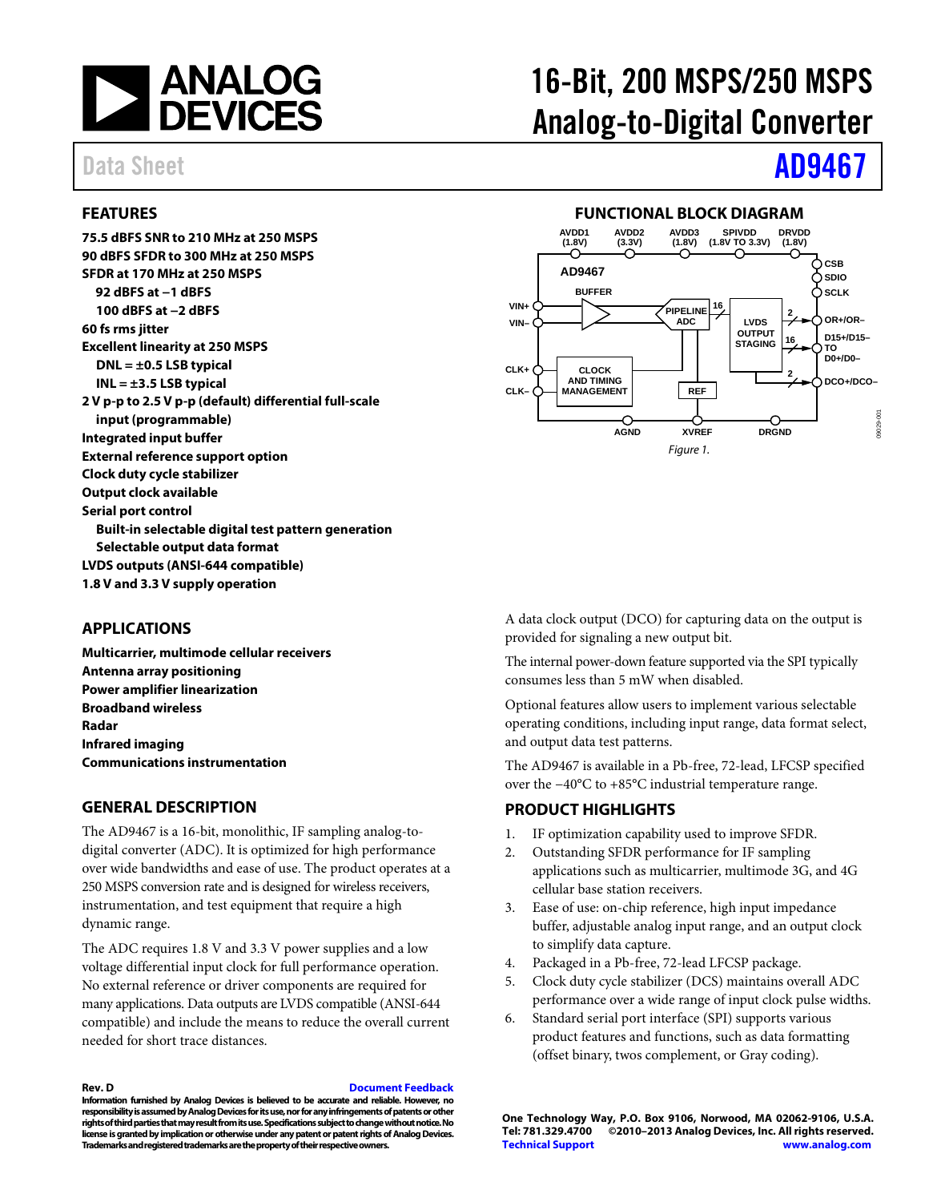# 16-Bit, 200 MSPS/250 MSPS Analog-to-Digital Converter

Data Sheet **AD9467**

## FEATURES

**75.5 dBFS SNR to 210 MHz at 250 MSPS**
**90 dBFS SFDR to 300 MHz at 250 MSPS**
**SFDR at 170 MHz at 250 MSPS**
- **92 dBFS at −1 dBFS**
- **100 dBFS at −2 dBFS**

**60 fs rms jitter**
**Excellent linearity at 250 MSPS**
- **DNL = ±0.5 LSB typical**
- **INL = ±3.5 LSB typical**

**2 V p-p to 2.5 V p-p (default) differential full-scale input (programmable)**
**Integrated input buffer**
**External reference support option**
**Clock duty cycle stabilizer**
**Output clock available**
**Serial port control**
- **Built-in selectable digital test pattern generation**
- **Selectable output data format**

**LVDS outputs (ANSI-644 compatible)**
**1.8 V and 3.3 V supply operation**

## APPLICATIONS

**Multicarrier, multimode cellular receivers**
**Antenna array positioning**
**Power amplifier linearization**
**Broadband wireless**
**Radar**
**Infrared imaging**
**Communications instrumentation**

## GENERAL DESCRIPTION

The AD9467 is a 16-bit, monolithic, IF sampling analog-to-digital converter (ADC). It is optimized for high performance over wide bandwidths and ease of use. The product operates at a 250 MSPS conversion rate and is designed for wireless receivers, instrumentation, and test equipment that require a high dynamic range.

The ADC requires 1.8 V and 3.3 V power supplies and a low voltage differential input clock for full performance operation. No external reference or driver components are required for many applications. Data outputs are LVDS compatible (ANSI-644 compatible) and include the means to reduce the overall current needed for short trace distances.

## FUNCTIONAL BLOCK DIAGRAM

*Figure 1.*

A data clock output (DCO) for capturing data on the output is provided for signaling a new output bit.

The internal power-down feature supported via the SPI typically consumes less than 5 mW when disabled.

Optional features allow users to implement various selectable operating conditions, including input range, data format select, and output data test patterns.

The AD9467 is available in a Pb-free, 72-lead, LFCSP specified over the −40°C to +85°C industrial temperature range.

## PRODUCT HIGHLIGHTS

1. IF optimization capability used to improve SFDR.
2. Outstanding SFDR performance for IF sampling applications such as multicarrier, multimode 3G, and 4G cellular base station receivers.
3. Ease of use: on-chip reference, high input impedance buffer, adjustable analog input range, and an output clock to simplify data capture.
4. Packaged in a Pb-free, 72-lead LFCSP package.
5. Clock duty cycle stabilizer (DCS) maintains overall ADC performance over a wide range of input clock pulse widths.
6. Standard serial port interface (SPI) supports various product features and functions, such as data formatting (offset binary, twos complement, or Gray coding).

**Rev. D** **Document Feedback**
**Information furnished by Analog Devices is believed to be accurate and reliable. However, no responsibility is assumed by Analog Devices for its use, nor for any infringements of patents or other rights of third parties that may result from its use. Specifications subject to change without notice. No license is granted by implication or otherwise under any patent or patent rights of Analog Devices. Trademarks and registered trademarks are the property of their respective owners.**

**One Technology Way, P.O. Box 9106, Norwood, MA 02062-9106, U.S.A.**
**Tel: 781.329.4700 ©2010–2013 Analog Devices, Inc. All rights reserved.**
**Technical Support** **www.analog.com**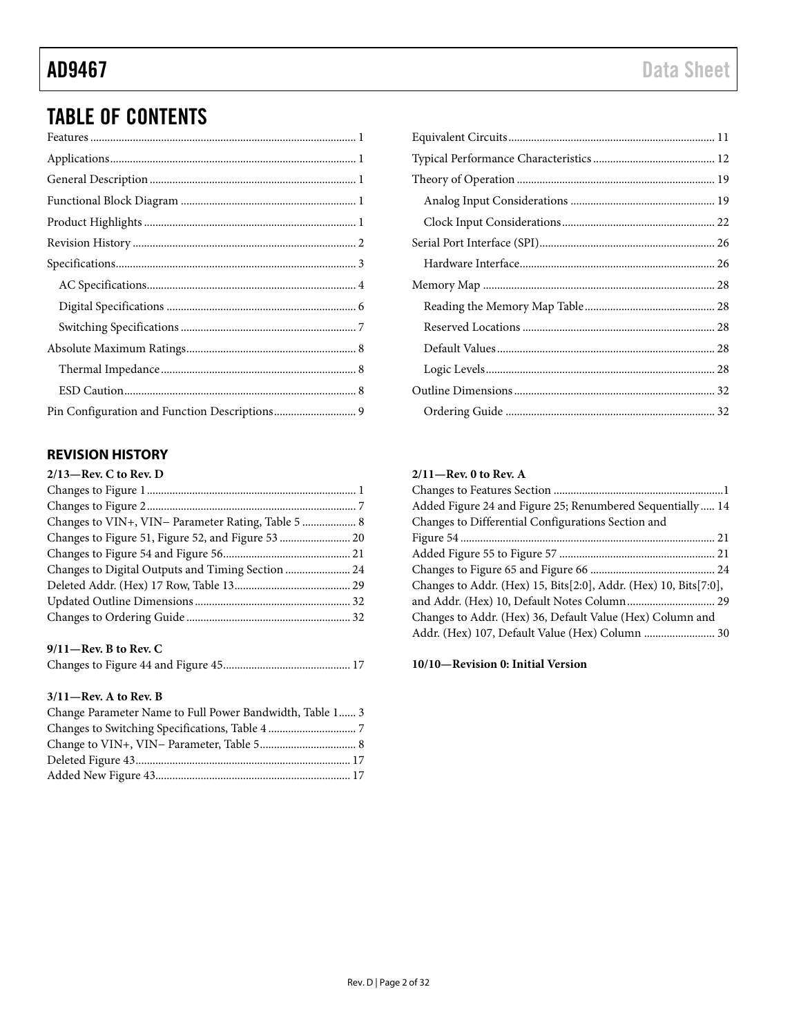## TABLE OF CONTENTS

Features ........................................................................................ 1
Applications.................................................................................... 1
General Description ....................................................................... 1
Functional Block Diagram ............................................................ 1
Product Highlights ......................................................................... 1
Revision History ............................................................................. 2
Specifications................................................................................... 3
  AC Specifications........................................................................ 4
  Digital Specifications ................................................................. 6
  Switching Specifications ............................................................ 7
Absolute Maximum Ratings.......................................................... 8
  Thermal Impedance ................................................................... 8
  ESD Caution................................................................................ 8
Pin Configuration and Function Descriptions............................ 9
Equivalent Circuits....................................................................... 11
Typical Performance Characteristics .......................................... 12
Theory of Operation .................................................................... 19
  Analog Input Considerations .................................................. 19
  Clock Input Considerations..................................................... 22
Serial Port Interface (SPI)............................................................ 26
  Hardware Interface.................................................................... 26
Memory Map ................................................................................ 28
  Reading the Memory Map Table............................................. 28
  Reserved Locations ................................................................... 28
  Default Values ............................................................................ 28
  Logic Levels................................................................................ 28
Outline Dimensions...................................................................... 32
  Ordering Guide ......................................................................... 32

### REVISION HISTORY

**2/13—Rev. C to Rev. D**

Changes to Figure 1......................................................................... 1
Changes to Figure 2......................................................................... 7
Changes to VIN+, VIN− Parameter Rating, Table 5 .................. 8
Changes to Figure 51, Figure 52, and Figure 53 ........................ 20
Changes to Figure 54 and Figure 56............................................ 21
Changes to Digital Outputs and Timing Section ...................... 24
Deleted Addr. (Hex) 17 Row, Table 13........................................ 29
Updated Outline Dimensions...................................................... 32
Changes to Ordering Guide ......................................................... 32

**9/11—Rev. B to Rev. C**

Changes to Figure 44 and Figure 45............................................ 17

**3/11—Rev. A to Rev. B**

Change Parameter Name to Full Power Bandwidth, Table 1...... 3
Changes to Switching Specifications, Table 4 .............................. 7
Change to VIN+, VIN− Parameter, Table 5................................. 8
Deleted Figure 43........................................................................... 17
Added New Figure 43................................................................... 17

**2/11—Rev. 0 to Rev. A**

Changes to Features Section ...........................................................1
Added Figure 24 and Figure 25; Renumbered Sequentially ..... 14
Changes to Differential Configurations Section and Figure 54 ........................................................................................ 21
Added Figure 55 to Figure 57 ...................................................... 21
Changes to Figure 65 and Figure 66 ........................................... 24
Changes to Addr. (Hex) 15, Bits[2:0], Addr. (Hex) 10, Bits[7:0], and Addr. (Hex) 10, Default Notes Column.............................. 29
Changes to Addr. (Hex) 36, Default Value (Hex) Column and Addr. (Hex) 107, Default Value (Hex) Column ......................... 30

**10/10—Revision 0: Initial Version**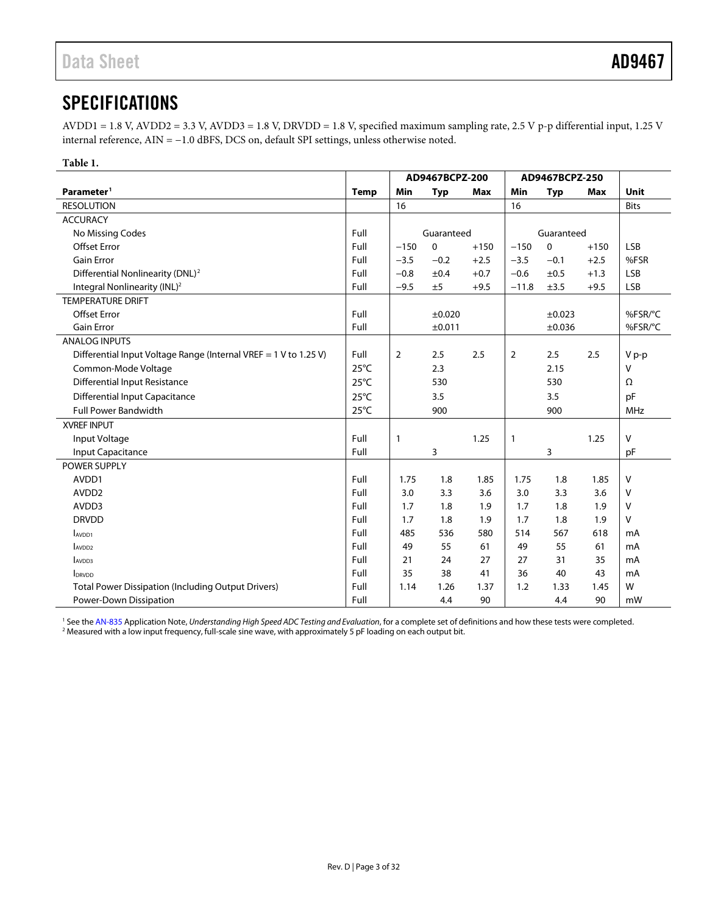# SPECIFICATIONS

AVDD1 = 1.8 V, AVDD2 = 3.3 V, AVDD3 = 1.8 V, DRVDD = 1.8 V, specified maximum sampling rate, 2.5 V p-p differential input, 1.25 V internal reference, AIN = −1.0 dBFS, DCS on, default SPI settings, unless otherwise noted.

**Table 1.**

| Parameter[1] | Temp | AD9467BCPZ-200 | | | AD9467BCPZ-250 | | | Unit |
|---|---|---|---|---|---|---|---|---|
| | | Min | Typ | Max | Min | Typ | Max | |
| RESOLUTION | | 16 | | | 16 | | | Bits |
| ACCURACY | | | | | | | | |
| No Missing Codes | Full | | Guaranteed | | | Guaranteed | | |
| Offset Error | Full | −150 | 0 | +150 | −150 | 0 | +150 | LSB |
| Gain Error | Full | −3.5 | −0.2 | +2.5 | −3.5 | −0.1 | +2.5 | %FSR |
| Differential Nonlinearity (DNL)[2] | Full | −0.8 | ±0.4 | +0.7 | −0.6 | ±0.5 | +1.3 | LSB |
| Integral Nonlinearity (INL)[2] | Full | −9.5 | ±5 | +9.5 | −11.8 | ±3.5 | +9.5 | LSB |
| TEMPERATURE DRIFT | | | | | | | | |
| Offset Error | Full | | ±0.020 | | | ±0.023 | | %FSR/°C |
| Gain Error | Full | | ±0.011 | | | ±0.036 | | %FSR/°C |
| ANALOG INPUTS | | | | | | | | |
| Differential Input Voltage Range (Internal VREF = 1 V to 1.25 V) | Full | 2 | 2.5 | 2.5 | 2 | 2.5 | 2.5 | V p-p |
| Common-Mode Voltage | 25°C | | 2.3 | | | 2.15 | | V |
| Differential Input Resistance | 25°C | | 530 | | | 530 | | Ω |
| Differential Input Capacitance | 25°C | | 3.5 | | | 3.5 | | pF |
| Full Power Bandwidth | 25°C | | 900 | | | 900 | | MHz |
| XVREF INPUT | | | | | | | | |
| Input Voltage | Full | 1 | | 1.25 | 1 | | 1.25 | V |
| Input Capacitance | Full | | 3 | | | 3 | | pF |
| POWER SUPPLY | | | | | | | | |
| AVDD1 | Full | 1.75 | 1.8 | 1.85 | 1.75 | 1.8 | 1.85 | V |
| AVDD2 | Full | 3.0 | 3.3 | 3.6 | 3.0 | 3.3 | 3.6 | V |
| AVDD3 | Full | 1.7 | 1.8 | 1.9 | 1.7 | 1.8 | 1.9 | V |
| DRVDD | Full | 1.7 | 1.8 | 1.9 | 1.7 | 1.8 | 1.9 | V |
| $I_{AVDD1}$ | Full | 485 | 536 | 580 | 514 | 567 | 618 | mA |
| $I_{AVDD2}$ | Full | 49 | 55 | 61 | 49 | 55 | 61 | mA |
| $I_{AVDD3}$ | Full | 21 | 24 | 27 | 27 | 31 | 35 | mA |
| $I_{DRVDD}$ | Full | 35 | 38 | 41 | 36 | 40 | 43 | mA |
| Total Power Dissipation (Including Output Drivers) | Full | 1.14 | 1.26 | 1.37 | 1.2 | 1.33 | 1.45 | W |
| Power-Down Dissipation | Full | | 4.4 | 90 | | 4.4 | 90 | mW |

[1] See the AN-835 Application Note, *Understanding High Speed ADC Testing and Evaluation*, for a complete set of definitions and how these tests were completed.
[2] Measured with a low input frequency, full-scale sine wave, with approximately 5 pF loading on each output bit.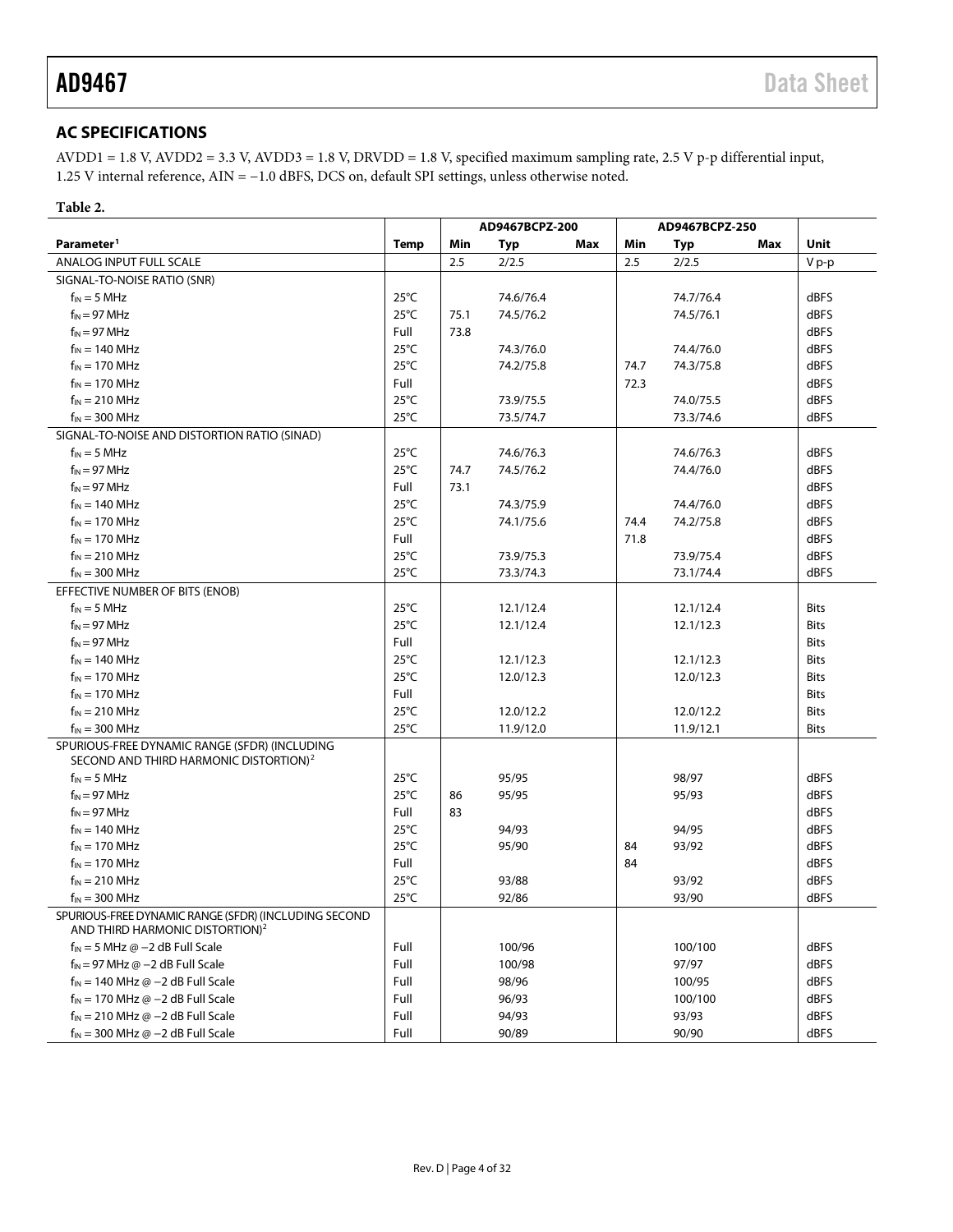## AC SPECIFICATIONS

AVDD1 = 1.8 V, AVDD2 = 3.3 V, AVDD3 = 1.8 V, DRVDD = 1.8 V, specified maximum sampling rate, 2.5 V p-p differential input, 1.25 V internal reference, AIN = −1.0 dBFS, DCS on, default SPI settings, unless otherwise noted.

**Table 2.**

| Parameter[1] | Temp | AD9467BCPZ-200 | | | AD9467BCPZ-250 | | | Unit |
|---|---|---|---|---|---|---|---|---|
| | | Min | Typ | Max | Min | Typ | Max | |
| ANALOG INPUT FULL SCALE | | 2.5 | 2/2.5 | | 2.5 | 2/2.5 | | V p-p |
| SIGNAL-TO-NOISE RATIO (SNR) | | | | | | | | |
| $f_{IN}$ = 5 MHz | 25°C | | 74.6/76.4 | | | 74.7/76.4 | | dBFS |
| $f_{IN}$ = 97 MHz | 25°C | 75.1 | 74.5/76.2 | | | 74.5/76.1 | | dBFS |
| $f_{IN}$ = 97 MHz | Full | 73.8 | | | | | | dBFS |
| $f_{IN}$ = 140 MHz | 25°C | | 74.3/76.0 | | | 74.4/76.0 | | dBFS |
| $f_{IN}$ = 170 MHz | 25°C | | 74.2/75.8 | | 74.7 | 74.3/75.8 | | dBFS |
| $f_{IN}$ = 170 MHz | Full | | | | 72.3 | | | dBFS |
| $f_{IN}$ = 210 MHz | 25°C | | 73.9/75.5 | | | 74.0/75.5 | | dBFS |
| $f_{IN}$ = 300 MHz | 25°C | | 73.5/74.7 | | | 73.3/74.6 | | dBFS |
| SIGNAL-TO-NOISE AND DISTORTION RATIO (SINAD) | | | | | | | | |
| $f_{IN}$ = 5 MHz | 25°C | | 74.6/76.3 | | | 74.6/76.3 | | dBFS |
| $f_{IN}$ = 97 MHz | 25°C | 74.7 | 74.5/76.2 | | | 74.4/76.0 | | dBFS |
| $f_{IN}$ = 97 MHz | Full | 73.1 | | | | | | dBFS |
| $f_{IN}$ = 140 MHz | 25°C | | 74.3/75.9 | | | 74.4/76.0 | | dBFS |
| $f_{IN}$ = 170 MHz | 25°C | | 74.1/75.6 | | 74.4 | 74.2/75.8 | | dBFS |
| $f_{IN}$ = 170 MHz | Full | | | | 71.8 | | | dBFS |
| $f_{IN}$ = 210 MHz | 25°C | | 73.9/75.3 | | | 73.9/75.4 | | dBFS |
| $f_{IN}$ = 300 MHz | 25°C | | 73.3/74.3 | | | 73.1/74.4 | | dBFS |
| EFFECTIVE NUMBER OF BITS (ENOB) | | | | | | | | |
| $f_{IN}$ = 5 MHz | 25°C | | 12.1/12.4 | | | 12.1/12.4 | | Bits |
| $f_{IN}$ = 97 MHz | 25°C | | 12.1/12.4 | | | 12.1/12.3 | | Bits |
| $f_{IN}$ = 97 MHz | Full | | | | | | | Bits |
| $f_{IN}$ = 140 MHz | 25°C | | 12.1/12.3 | | | 12.1/12.3 | | Bits |
| $f_{IN}$ = 170 MHz | 25°C | | 12.0/12.3 | | | 12.0/12.3 | | Bits |
| $f_{IN}$ = 170 MHz | Full | | | | | | | Bits |
| $f_{IN}$ = 210 MHz | 25°C | | 12.0/12.2 | | | 12.0/12.2 | | Bits |
| $f_{IN}$ = 300 MHz | 25°C | | 11.9/12.0 | | | 11.9/12.1 | | Bits |
| SPURIOUS-FREE DYNAMIC RANGE (SFDR) (INCLUDING SECOND AND THIRD HARMONIC DISTORTION)[2] | | | | | | | | |
| $f_{IN}$ = 5 MHz | 25°C | | 95/95 | | | 98/97 | | dBFS |
| $f_{IN}$ = 97 MHz | 25°C | 86 | 95/95 | | | 95/93 | | dBFS |
| $f_{IN}$ = 97 MHz | Full | 83 | | | | | | dBFS |
| $f_{IN}$ = 140 MHz | 25°C | | 94/93 | | | 94/95 | | dBFS |
| $f_{IN}$ = 170 MHz | 25°C | | 95/90 | | 84 | 93/92 | | dBFS |
| $f_{IN}$ = 170 MHz | Full | | | | 84 | | | dBFS |
| $f_{IN}$ = 210 MHz | 25°C | | 93/88 | | | 93/92 | | dBFS |
| $f_{IN}$ = 300 MHz | 25°C | | 92/86 | | | 93/90 | | dBFS |
| SPURIOUS-FREE DYNAMIC RANGE (SFDR) (INCLUDING SECOND AND THIRD HARMONIC DISTORTION)[2] | | | | | | | | |
| $f_{IN}$ = 5 MHz @ −2 dB Full Scale | Full | | 100/96 | | | 100/100 | | dBFS |
| $f_{IN}$ = 97 MHz @ −2 dB Full Scale | Full | | 100/98 | | | 97/97 | | dBFS |
| $f_{IN}$ = 140 MHz @ −2 dB Full Scale | Full | | 98/96 | | | 100/95 | | dBFS |
| $f_{IN}$ = 170 MHz @ −2 dB Full Scale | Full | | 96/93 | | | 100/100 | | dBFS |
| $f_{IN}$ = 210 MHz @ −2 dB Full Scale | Full | | 94/93 | | | 93/93 | | dBFS |
| $f_{IN}$ = 300 MHz @ −2 dB Full Scale | Full | | 90/89 | | | 90/90 | | dBFS |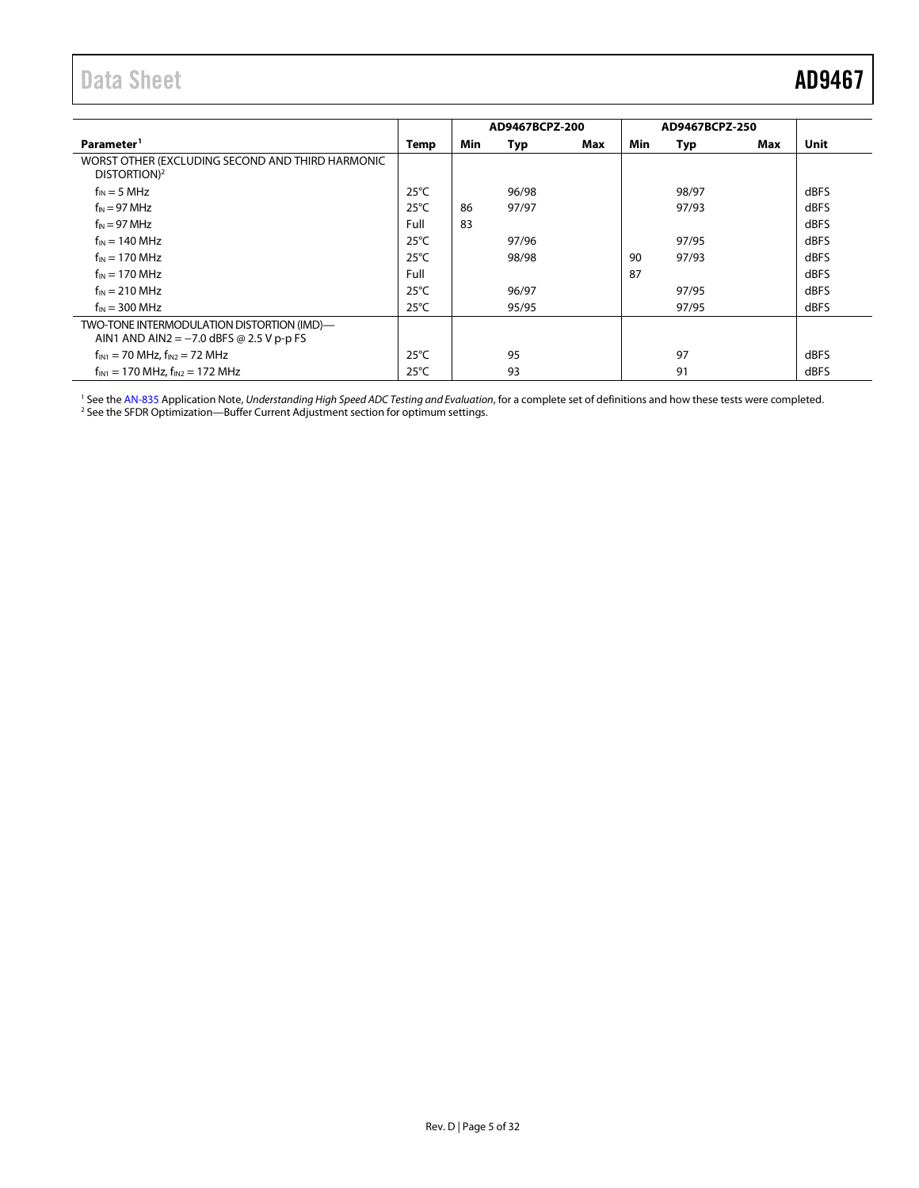| Parameter[1] | Temp | AD9467BCPZ-200 | | | AD9467BCPZ-250 | | | Unit |
|---|---|---|---|---|---|---|---|---|
| | | Min | Typ | Max | Min | Typ | Max | |
| WORST OTHER (EXCLUDING SECOND AND THIRD HARMONIC DISTORTION)[2] | | | | | | | | |
| $f_{IN}$ = 5 MHz | 25°C | | 96/98 | | | 98/97 | | dBFS |
| $f_{IN}$ = 97 MHz | 25°C | 86 | 97/97 | | | 97/93 | | dBFS |
| $f_{IN}$ = 97 MHz | Full | 83 | | | | | | dBFS |
| $f_{IN}$ = 140 MHz | 25°C | | 97/96 | | | 97/95 | | dBFS |
| $f_{IN}$ = 170 MHz | 25°C | | 98/98 | | 90 | 97/93 | | dBFS |
| $f_{IN}$ = 170 MHz | Full | | | | 87 | | | dBFS |
| $f_{IN}$ = 210 MHz | 25°C | | 96/97 | | | 97/95 | | dBFS |
| $f_{IN}$ = 300 MHz | 25°C | | 95/95 | | | 97/95 | | dBFS |
| TWO-TONE INTERMODULATION DISTORTION (IMD)—AIN1 AND AIN2 = −7.0 dBFS @ 2.5 V p-p FS | | | | | | | | |
| $f_{IN1}$ = 70 MHz, $f_{IN2}$ = 72 MHz | 25°C | | 95 | | | 97 | | dBFS |
| $f_{IN1}$ = 170 MHz, $f_{IN2}$ = 172 MHz | 25°C | | 93 | | | 91 | | dBFS |

[1] See the AN-835 Application Note, *Understanding High Speed ADC Testing and Evaluation*, for a complete set of definitions and how these tests were completed.
[2] See the SFDR Optimization—Buffer Current Adjustment section for optimum settings.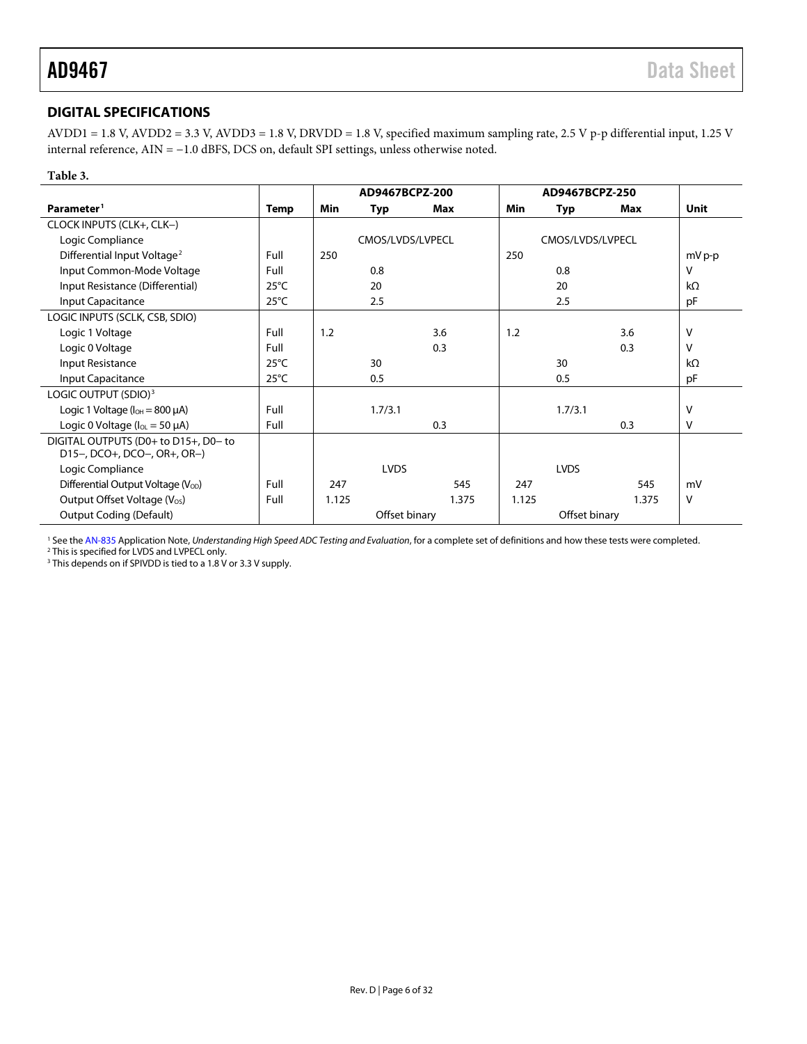## DIGITAL SPECIFICATIONS

AVDD1 = 1.8 V, AVDD2 = 3.3 V, AVDD3 = 1.8 V, DRVDD = 1.8 V, specified maximum sampling rate, 2.5 V p-p differential input, 1.25 V internal reference, AIN = −1.0 dBFS, DCS on, default SPI settings, unless otherwise noted.

**Table 3.**

| Parameter[1] | Temp | AD9467BCPZ-200 Min | AD9467BCPZ-200 Typ | AD9467BCPZ-200 Max | AD9467BCPZ-250 Min | AD9467BCPZ-250 Typ | AD9467BCPZ-250 Max | Unit |
|---|---|---|---|---|---|---|---|---|
| CLOCK INPUTS (CLK+, CLK−) | | | | | | | | |
| Logic Compliance | | | CMOS/LVDS/LVPECL | | | CMOS/LVDS/LVPECL | | |
| Differential Input Voltage[2] | Full | 250 | | | 250 | | | mV p-p |
| Input Common-Mode Voltage | Full | | 0.8 | | | 0.8 | | V |
| Input Resistance (Differential) | 25°C | | 20 | | | 20 | | kΩ |
| Input Capacitance | 25°C | | 2.5 | | | 2.5 | | pF |
| LOGIC INPUTS (SCLK, CSB, SDIO) | | | | | | | | |
| Logic 1 Voltage | Full | 1.2 | | 3.6 | 1.2 | | 3.6 | V |
| Logic 0 Voltage | Full | | | 0.3 | | | 0.3 | V |
| Input Resistance | 25°C | | 30 | | | 30 | | kΩ |
| Input Capacitance | 25°C | | 0.5 | | | 0.5 | | pF |
| LOGIC OUTPUT (SDIO)[3] | | | | | | | | |
| Logic 1 Voltage ($I_{OH}$ = 800 μA) | Full | | 1.7/3.1 | | | 1.7/3.1 | | V |
| Logic 0 Voltage ($I_{OL}$ = 50 μA) | Full | | | 0.3 | | | 0.3 | V |
| DIGITAL OUTPUTS (D0+ to D15+, D0− to D15−, DCO+, DCO−, OR+, OR−) | | | | | | | | |
| Logic Compliance | | | LVDS | | | LVDS | | |
| Differential Output Voltage ($V_{OD}$) | Full | 247 | | 545 | 247 | | 545 | mV |
| Output Offset Voltage ($V_{OS}$) | Full | 1.125 | | 1.375 | 1.125 | | 1.375 | V |
| Output Coding (Default) | | | Offset binary | | | Offset binary | | |

[1] See the AN-835 Application Note, *Understanding High Speed ADC Testing and Evaluation*, for a complete set of definitions and how these tests were completed.
[2] This is specified for LVDS and LVPECL only.
[3] This depends on if SPIVDD is tied to a 1.8 V or 3.3 V supply.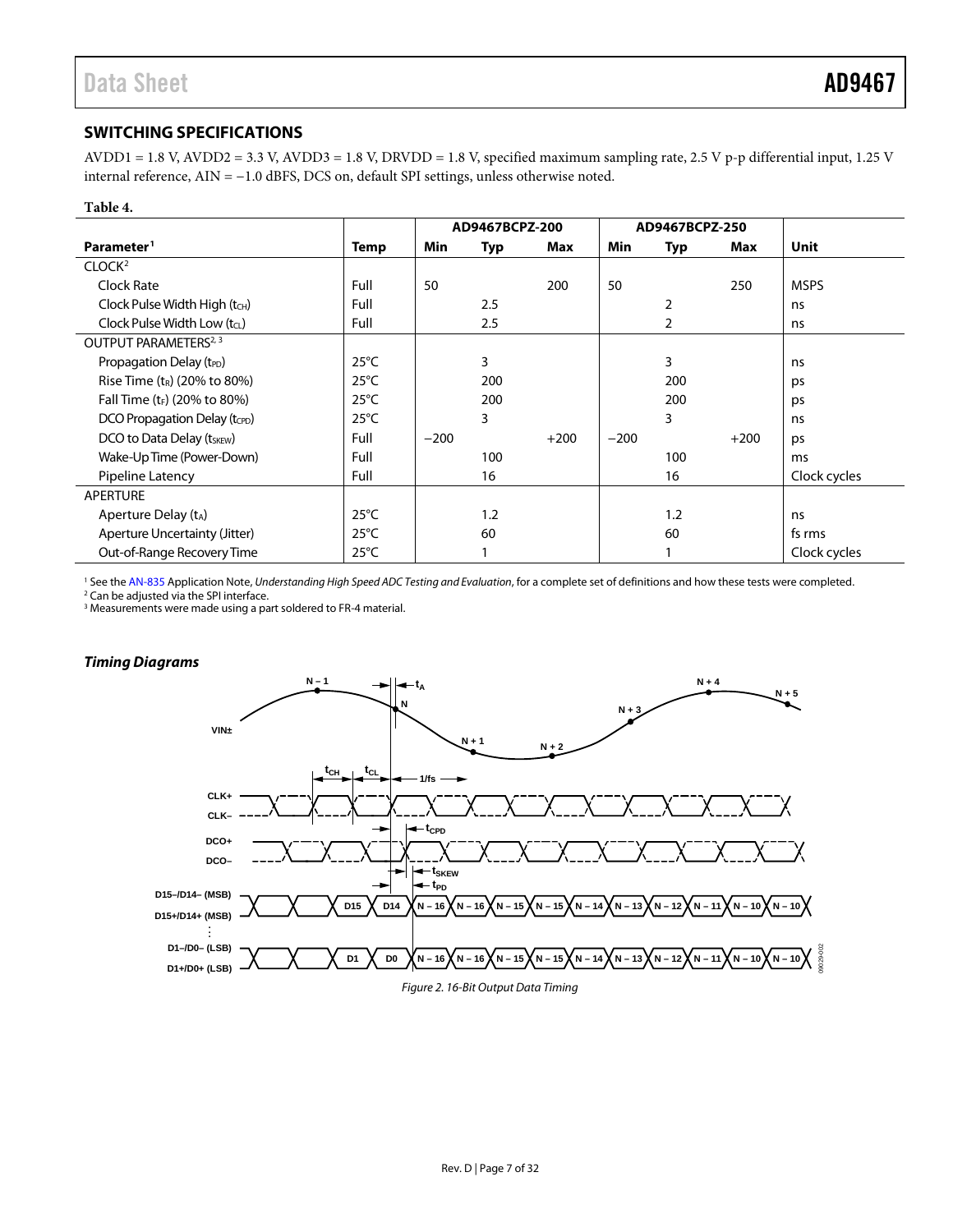## SWITCHING SPECIFICATIONS

AVDD1 = 1.8 V, AVDD2 = 3.3 V, AVDD3 = 1.8 V, DRVDD = 1.8 V, specified maximum sampling rate, 2.5 V p-p differential input, 1.25 V internal reference, AIN = −1.0 dBFS, DCS on, default SPI settings, unless otherwise noted.

**Table 4.**

| | | AD9467BCPZ-200 | | | AD9467BCPZ-250 | | | |
|---|---|---|---|---|---|---|---|---|
| **Parameter**[1] | **Temp** | **Min** | **Typ** | **Max** | **Min** | **Typ** | **Max** | **Unit** |
| CLOCK[2] | | | | | | | | |
| Clock Rate | Full | 50 | | 200 | 50 | | 250 | MSPS |
| Clock Pulse Width High ($t_{CH}$) | Full | | 2.5 | | | 2 | | ns |
| Clock Pulse Width Low ($t_{CL}$) | Full | | 2.5 | | | 2 | | ns |
| OUTPUT PARAMETERS[2, 3] | | | | | | | | |
| Propagation Delay ($t_{PD}$) | 25°C | | 3 | | | 3 | | ns |
| Rise Time ($t_R$) (20% to 80%) | 25°C | | 200 | | | 200 | | ps |
| Fall Time ($t_F$) (20% to 80%) | 25°C | | 200 | | | 200 | | ps |
| DCO Propagation Delay ($t_{CPD}$) | 25°C | | 3 | | | 3 | | ns |
| DCO to Data Delay ($t_{SKEW}$) | Full | −200 | | +200 | −200 | | +200 | ps |
| Wake-Up Time (Power-Down) | Full | | 100 | | | 100 | | ms |
| Pipeline Latency | Full | | 16 | | | 16 | | Clock cycles |
| APERTURE | | | | | | | | |
| Aperture Delay ($t_A$) | 25°C | | 1.2 | | | 1.2 | | ns |
| Aperture Uncertainty (Jitter) | 25°C | | 60 | | | 60 | | fs rms |
| Out-of-Range Recovery Time | 25°C | | 1 | | | 1 | | Clock cycles |

[1] See the AN-835 Application Note, *Understanding High Speed ADC Testing and Evaluation*, for a complete set of definitions and how these tests were completed.
[2] Can be adjusted via the SPI interface.
[3] Measurements were made using a part soldered to FR-4 material.

### *Timing Diagrams*

*Figure 2. 16-Bit Output Data Timing*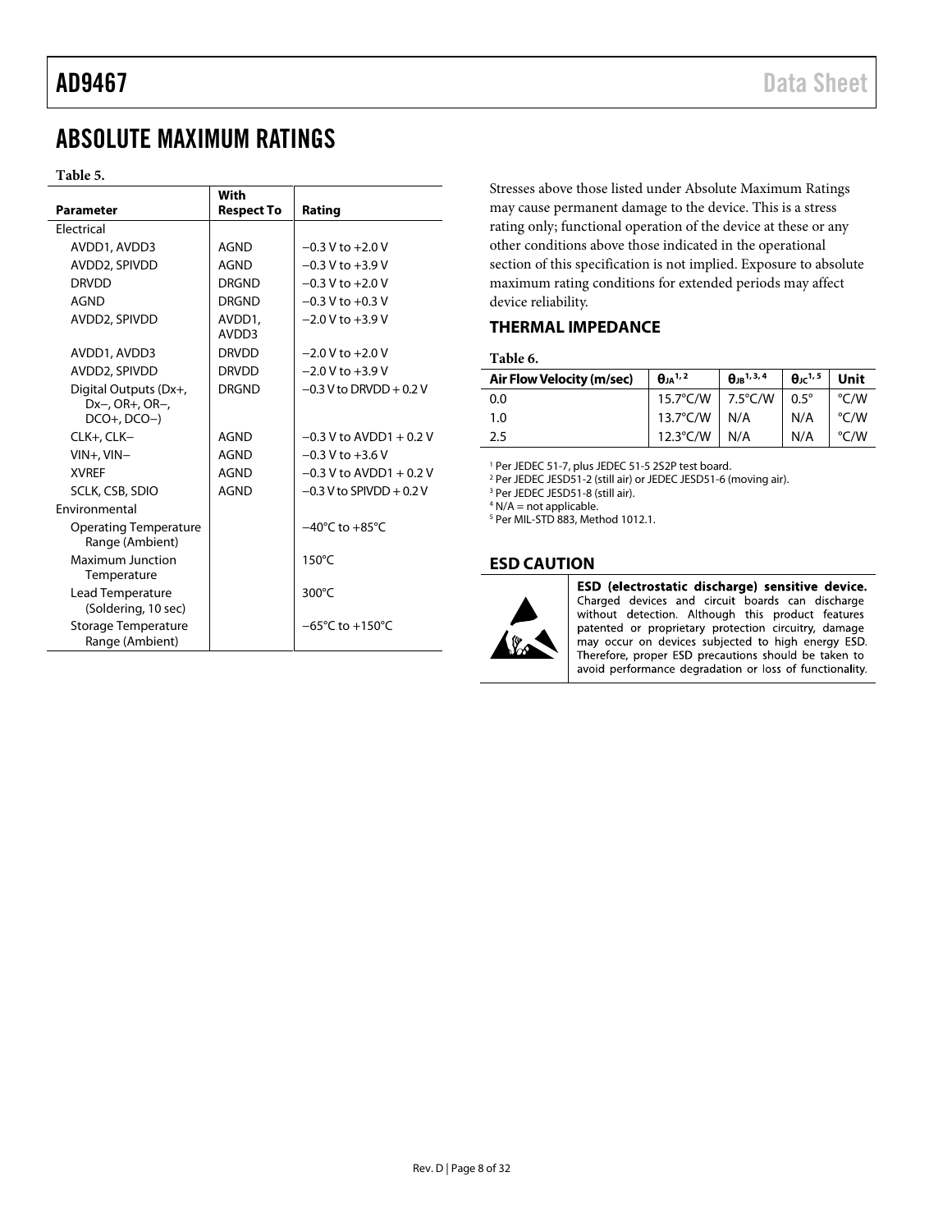# ABSOLUTE MAXIMUM RATINGS

**Table 5.**

| Parameter | With Respect To | Rating |
|---|---|---|
| Electrical | | |
| AVDD1, AVDD3 | AGND | −0.3 V to +2.0 V |
| AVDD2, SPIVDD | AGND | −0.3 V to +3.9 V |
| DRVDD | DRGND | −0.3 V to +2.0 V |
| AGND | DRGND | −0.3 V to +0.3 V |
| AVDD2, SPIVDD | AVDD1, AVDD3 | −2.0 V to +3.9 V |
| AVDD1, AVDD3 | DRVDD | −2.0 V to +2.0 V |
| AVDD2, SPIVDD | DRVDD | −2.0 V to +3.9 V |
| Digital Outputs (Dx+, Dx−, OR+, OR−, DCO+, DCO−) | DRGND | −0.3 V to DRVDD + 0.2 V |
| CLK+, CLK− | AGND | −0.3 V to AVDD1 + 0.2 V |
| VIN+, VIN− | AGND | −0.3 V to +3.6 V |
| XVREF | AGND | −0.3 V to AVDD1 + 0.2 V |
| SCLK, CSB, SDIO | AGND | −0.3 V to SPIVDD + 0.2 V |
| Environmental | | |
| Operating Temperature Range (Ambient) | | −40°C to +85°C |
| Maximum Junction Temperature | | 150°C |
| Lead Temperature (Soldering, 10 sec) | | 300°C |
| Storage Temperature Range (Ambient) | | −65°C to +150°C |

Stresses above those listed under Absolute Maximum Ratings may cause permanent damage to the device. This is a stress rating only; functional operation of the device at these or any other conditions above those indicated in the operational section of this specification is not implied. Exposure to absolute maximum rating conditions for extended periods may affect device reliability.

## THERMAL IMPEDANCE

**Table 6.**

| Air Flow Velocity (m/sec) | $\theta_{JA}$ [1, 2] | $\theta_{JB}$ [1, 3, 4] | $\theta_{JC}$ [1, 5] | Unit |
|---|---|---|---|---|
| 0.0 | 15.7°C/W | 7.5°C/W | 0.5° | °C/W |
| 1.0 | 13.7°C/W | N/A | N/A | °C/W |
| 2.5 | 12.3°C/W | N/A | N/A | °C/W |

[1] Per JEDEC 51-7, plus JEDEC 51-5 2S2P test board.
[2] Per JEDEC JESD51-2 (still air) or JEDEC JESD51-6 (moving air).
[3] Per JEDEC JESD51-8 (still air).
[4] N/A = not applicable.
[5] Per MIL-STD 883, Method 1012.1.

## ESD CAUTION

**ESD (electrostatic discharge) sensitive device.** Charged devices and circuit boards can discharge without detection. Although this product features patented or proprietary protection circuitry, damage may occur on devices subjected to high energy ESD. Therefore, proper ESD precautions should be taken to avoid performance degradation or loss of functionality.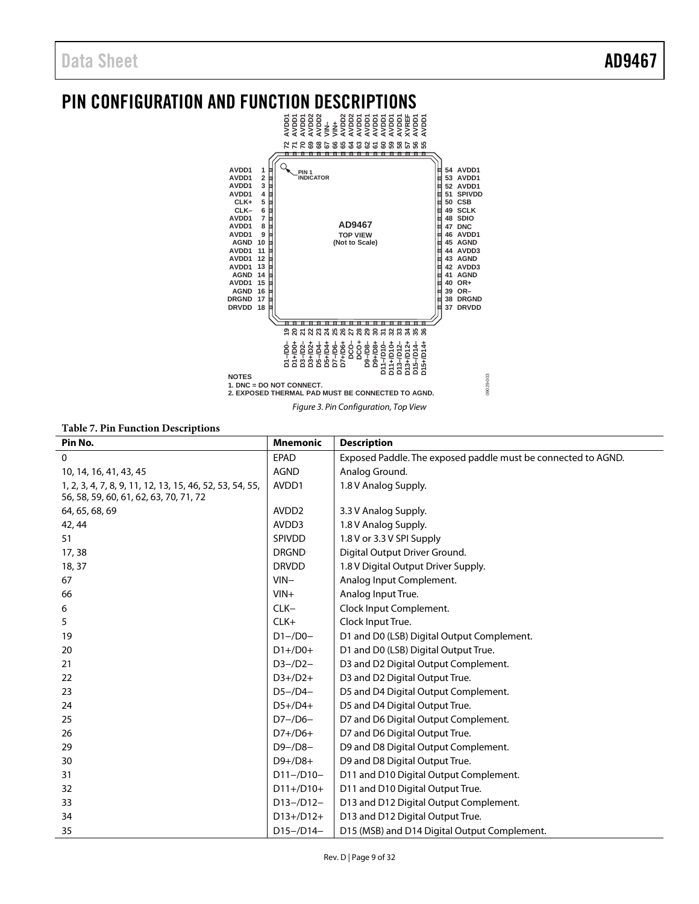# PIN CONFIGURATION AND FUNCTION DESCRIPTIONS

NOTES
1. DNC = DO NOT CONNECT.
2. EXPOSED THERMAL PAD MUST BE CONNECTED TO AGND.

*Figure 3. Pin Configuration, Top View*

**Table 7. Pin Function Descriptions**

| Pin No. | Mnemonic | Description |
|---|---|---|
| 0 | EPAD | Exposed Paddle. The exposed paddle must be connected to AGND. |
| 10, 14, 16, 41, 43, 45 | AGND | Analog Ground. |
| 1, 2, 3, 4, 7, 8, 9, 11, 12, 13, 15, 46, 52, 53, 54, 55, 56, 58, 59, 60, 61, 62, 63, 70, 71, 72 | AVDD1 | 1.8 V Analog Supply. |
| 64, 65, 68, 69 | AVDD2 | 3.3 V Analog Supply. |
| 42, 44 | AVDD3 | 1.8 V Analog Supply. |
| 51 | SPIVDD | 1.8 V or 3.3 V SPI Supply |
| 17, 38 | DRGND | Digital Output Driver Ground. |
| 18, 37 | DRVDD | 1.8 V Digital Output Driver Supply. |
| 67 | VIN− | Analog Input Complement. |
| 66 | VIN+ | Analog Input True. |
| 6 | CLK− | Clock Input Complement. |
| 5 | CLK+ | Clock Input True. |
| 19 | D1−/D0− | D1 and D0 (LSB) Digital Output Complement. |
| 20 | D1+/D0+ | D1 and D0 (LSB) Digital Output True. |
| 21 | D3−/D2− | D3 and D2 Digital Output Complement. |
| 22 | D3+/D2+ | D3 and D2 Digital Output True. |
| 23 | D5−/D4− | D5 and D4 Digital Output Complement. |
| 24 | D5+/D4+ | D5 and D4 Digital Output True. |
| 25 | D7−/D6− | D7 and D6 Digital Output Complement. |
| 26 | D7+/D6+ | D7 and D6 Digital Output True. |
| 29 | D9−/D8− | D9 and D8 Digital Output Complement. |
| 30 | D9+/D8+ | D9 and D8 Digital Output True. |
| 31 | D11−/D10− | D11 and D10 Digital Output Complement. |
| 32 | D11+/D10+ | D11 and D10 Digital Output True. |
| 33 | D13−/D12− | D13 and D12 Digital Output Complement. |
| 34 | D13+/D12+ | D13 and D12 Digital Output True. |
| 35 | D15−/D14− | D15 (MSB) and D14 Digital Output Complement. |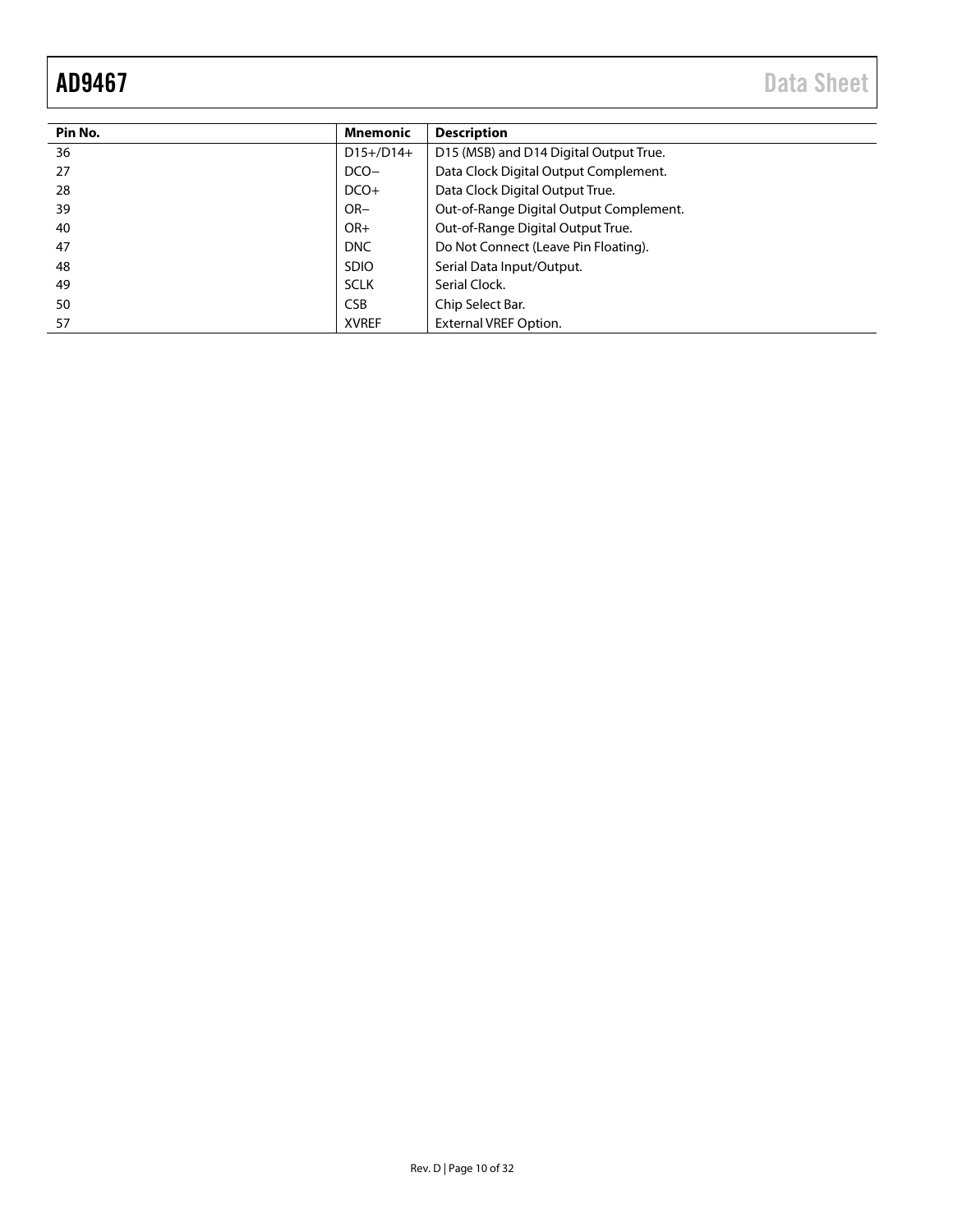| Pin No. | Mnemonic | Description |
| --- | --- | --- |
| 36 | D15+/D14+ | D15 (MSB) and D14 Digital Output True. |
| 27 | DCO− | Data Clock Digital Output Complement. |
| 28 | DCO+ | Data Clock Digital Output True. |
| 39 | OR− | Out-of-Range Digital Output Complement. |
| 40 | OR+ | Out-of-Range Digital Output True. |
| 47 | DNC | Do Not Connect (Leave Pin Floating). |
| 48 | SDIO | Serial Data Input/Output. |
| 49 | SCLK | Serial Clock. |
| 50 | CSB | Chip Select Bar. |
| 57 | XVREF | External VREF Option. |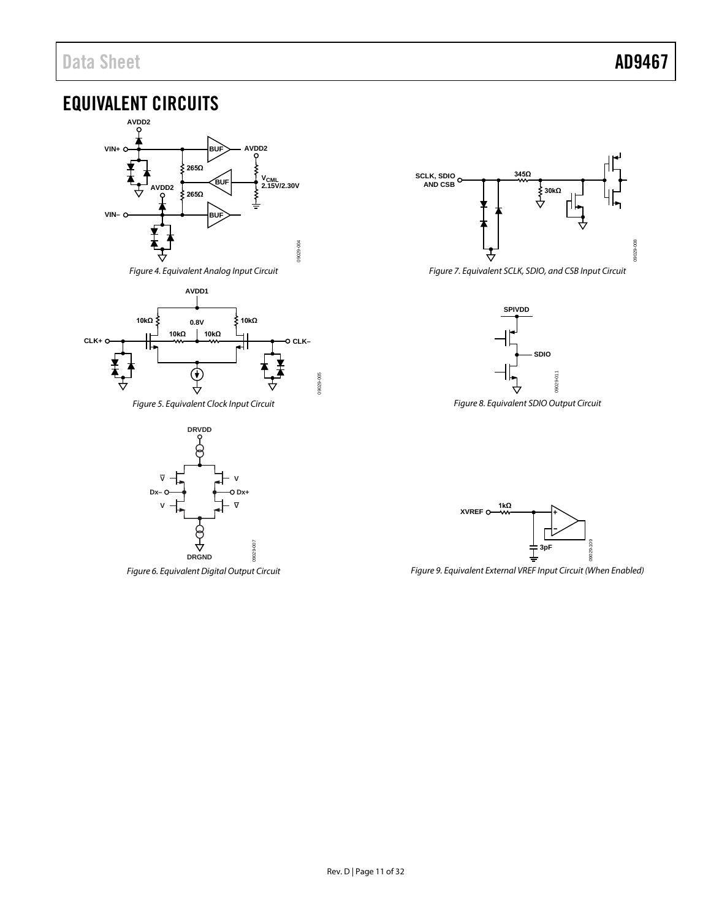# EQUIVALENT CIRCUITS

Figure 4. Equivalent Analog Input Circuit

Figure 5. Equivalent Clock Input Circuit

Figure 6. Equivalent Digital Output Circuit

Figure 7. Equivalent SCLK, SDIO, and CSB Input Circuit

Figure 8. Equivalent SDIO Output Circuit

Figure 9. Equivalent External VREF Input Circuit (When Enabled)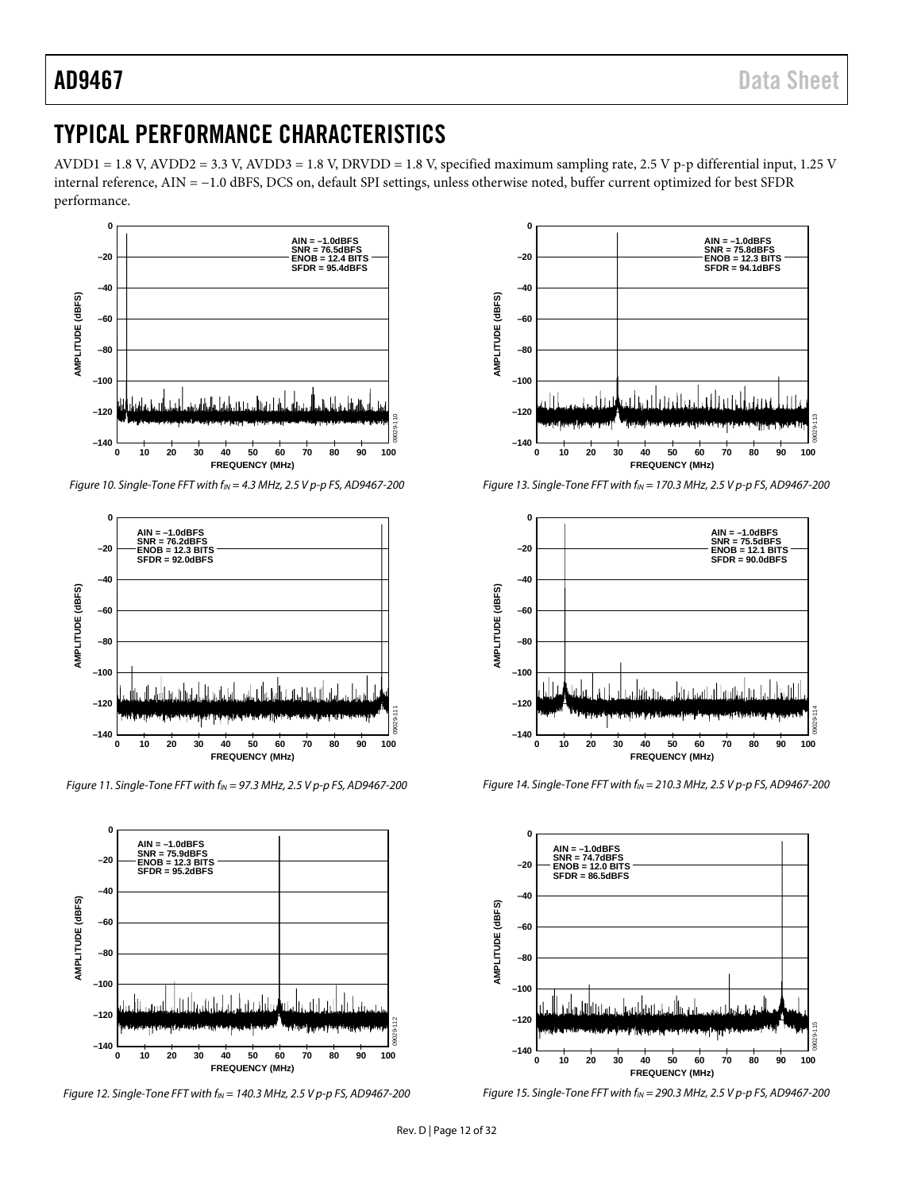## TYPICAL PERFORMANCE CHARACTERISTICS

AVDD1 = 1.8 V, AVDD2 = 3.3 V, AVDD3 = 1.8 V, DRVDD = 1.8 V, specified maximum sampling rate, 2.5 V p-p differential input, 1.25 V internal reference, AIN = −1.0 dBFS, DCS on, default SPI settings, unless otherwise noted, buffer current optimized for best SFDR performance.

Figure 10. Single-Tone FFT with $f_{IN}$ = 4.3 MHz, 2.5 V p-p FS, AD9467-200

Figure 11. Single-Tone FFT with $f_{IN}$ = 97.3 MHz, 2.5 V p-p FS, AD9467-200

Figure 12. Single-Tone FFT with $f_{IN}$ = 140.3 MHz, 2.5 V p-p FS, AD9467-200

Figure 13. Single-Tone FFT with $f_{IN}$ = 170.3 MHz, 2.5 V p-p FS, AD9467-200

Figure 14. Single-Tone FFT with $f_{IN}$ = 210.3 MHz, 2.5 V p-p FS, AD9467-200

Figure 15. Single-Tone FFT with $f_{IN}$ = 290.3 MHz, 2.5 V p-p FS, AD9467-200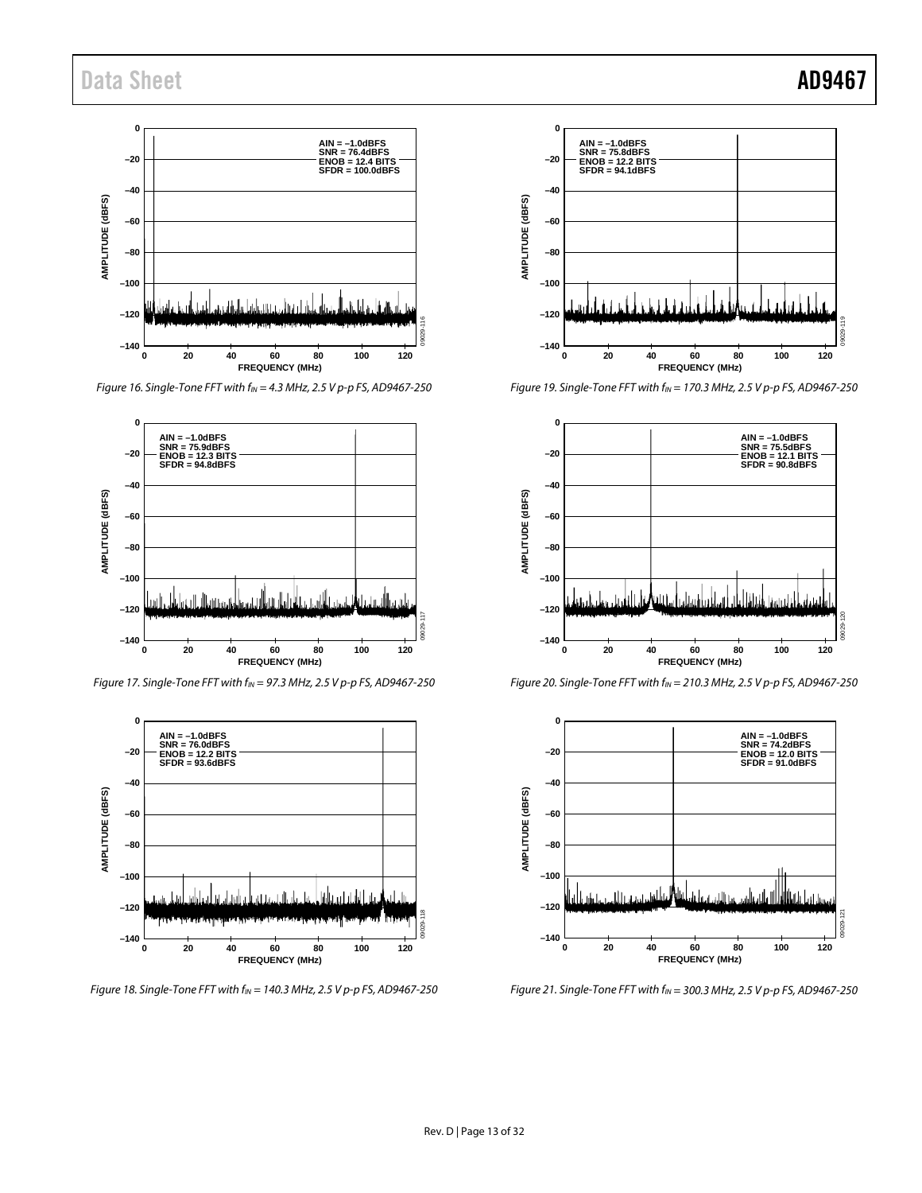Figure 16. Single-Tone FFT with $f_{IN}$ = 4.3 MHz, 2.5 V p-p FS, AD9467-250

Figure 17. Single-Tone FFT with $f_{IN}$ = 97.3 MHz, 2.5 V p-p FS, AD9467-250

Figure 18. Single-Tone FFT with $f_{IN}$ = 140.3 MHz, 2.5 V p-p FS, AD9467-250

Figure 19. Single-Tone FFT with $f_{IN}$ = 170.3 MHz, 2.5 V p-p FS, AD9467-250

Figure 20. Single-Tone FFT with $f_{IN}$ = 210.3 MHz, 2.5 V p-p FS, AD9467-250

Figure 21. Single-Tone FFT with $f_{IN}$ = 300.3 MHz, 2.5 V p-p FS, AD9467-250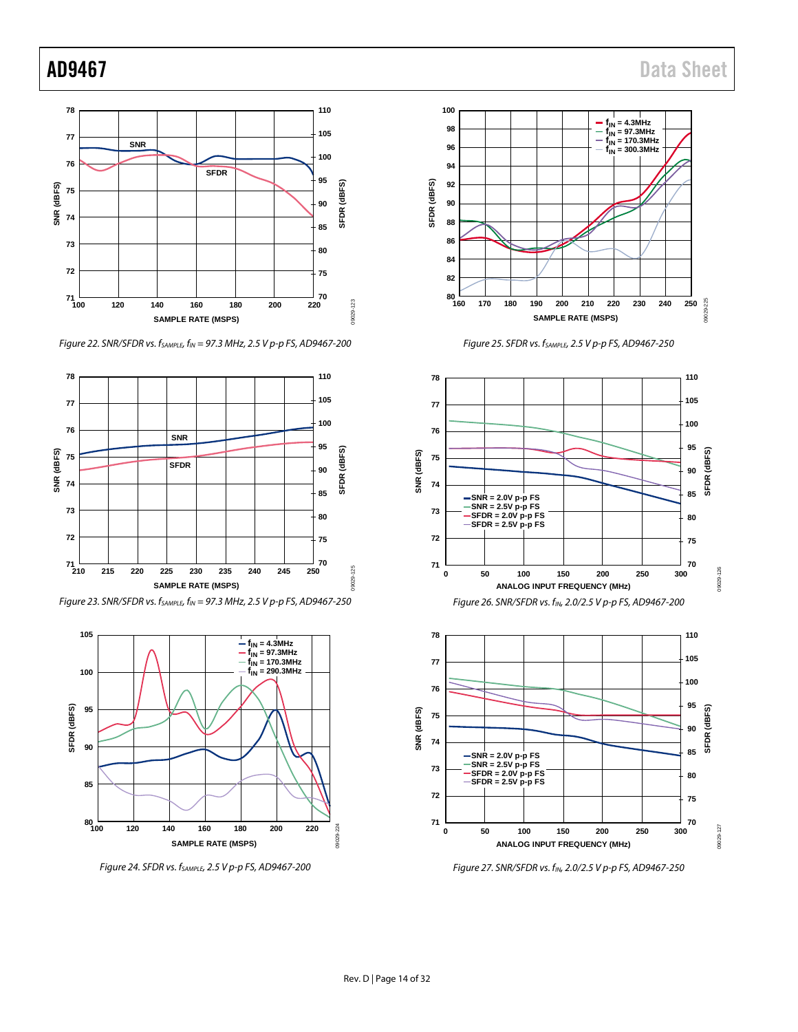Figure 22. SNR/SFDR vs. $f_{SAMPLE}$, $f_{IN}$ = 97.3 MHz, 2.5 V p-p FS, AD9467-200

Figure 25. SFDR vs. $f_{SAMPLE}$, 2.5 V p-p FS, AD9467-250

Figure 23. SNR/SFDR vs. $f_{SAMPLE}$, $f_{IN}$ = 97.3 MHz, 2.5 V p-p FS, AD9467-250

Figure 26. SNR/SFDR vs. $f_{IN}$, 2.0/2.5 V p-p FS, AD9467-200

Figure 24. SFDR vs. $f_{SAMPLE}$, 2.5 V p-p FS, AD9467-200

Figure 27. SNR/SFDR vs. $f_{IN}$, 2.0/2.5 V p-p FS, AD9467-250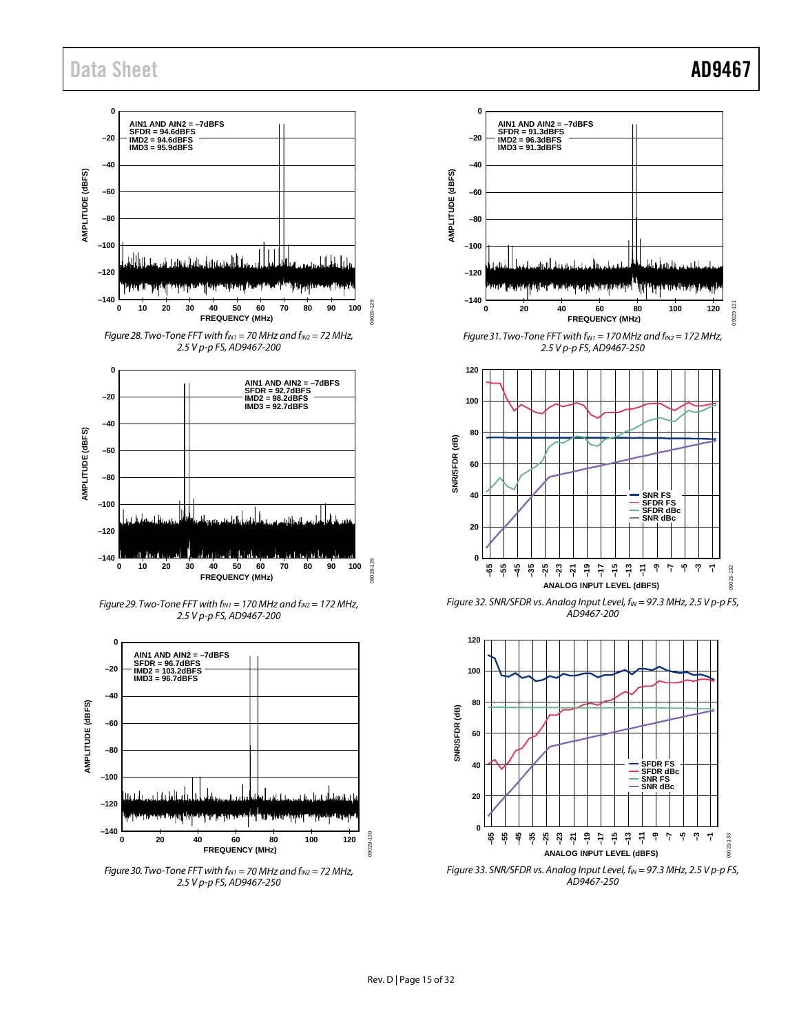Figure 28. Two-Tone FFT with $f_{IN1}$ = 70 MHz and $f_{IN2}$ = 72 MHz, 2.5 V p-p FS, AD9467-200

Figure 29. Two-Tone FFT with $f_{IN1}$ = 170 MHz and $f_{IN2}$ = 172 MHz, 2.5 V p-p FS, AD9467-200

Figure 30. Two-Tone FFT with $f_{IN1}$ = 70 MHz and $f_{IN2}$ = 72 MHz, 2.5 V p-p FS, AD9467-250

Figure 31. Two-Tone FFT with $f_{IN1}$ = 170 MHz and $f_{IN2}$ = 172 MHz, 2.5 V p-p FS, AD9467-250

Figure 32. SNR/SFDR vs. Analog Input Level, $f_{IN}$ = 97.3 MHz, 2.5 V p-p FS, AD9467-200

Figure 33. SNR/SFDR vs. Analog Input Level, $f_{IN}$ = 97.3 MHz, 2.5 V p-p FS, AD9467-250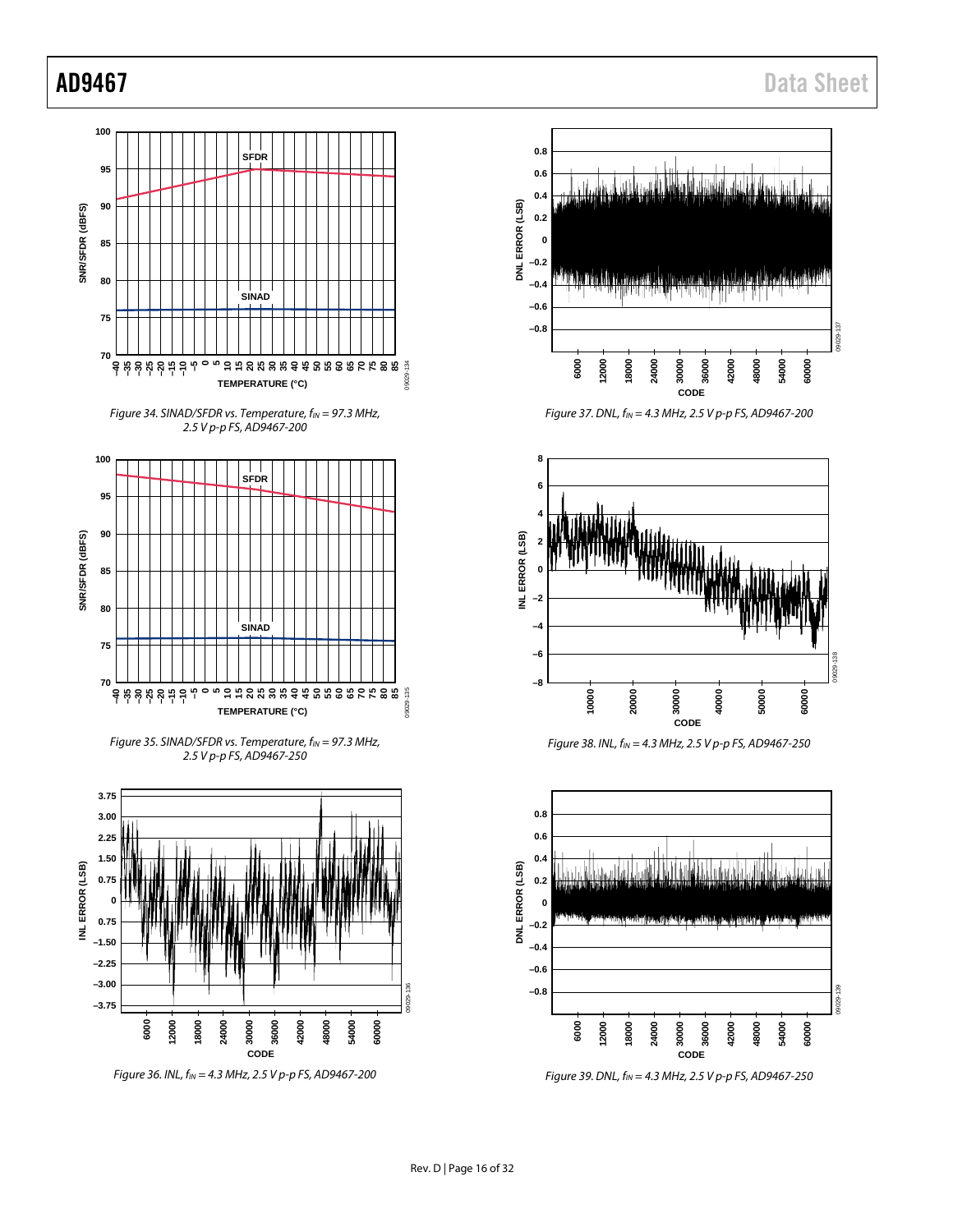Figure 34. SINAD/SFDR vs. Temperature, $f_{IN}$ = 97.3 MHz, 2.5 V p-p FS, AD9467-200

Figure 35. SINAD/SFDR vs. Temperature, $f_{IN}$ = 97.3 MHz, 2.5 V p-p FS, AD9467-250

Figure 36. INL, $f_{IN}$ = 4.3 MHz, 2.5 V p-p FS, AD9467-200

Figure 37. DNL, $f_{IN}$ = 4.3 MHz, 2.5 V p-p FS, AD9467-200

Figure 38. INL, $f_{IN}$ = 4.3 MHz, 2.5 V p-p FS, AD9467-250

Figure 39. DNL, $f_{IN}$ = 4.3 MHz, 2.5 V p-p FS, AD9467-250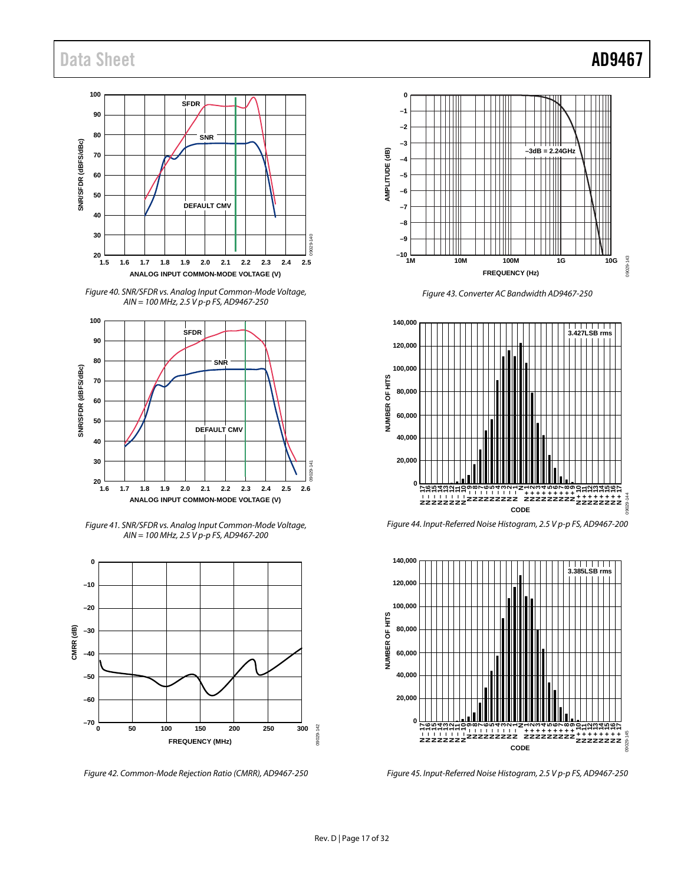Figure 40. SNR/SFDR vs. Analog Input Common-Mode Voltage, AIN = 100 MHz, 2.5 V p-p FS, AD9467-250

Figure 41. SNR/SFDR vs. Analog Input Common-Mode Voltage, AIN = 100 MHz, 2.5 V p-p FS, AD9467-200

Figure 42. Common-Mode Rejection Ratio (CMRR), AD9467-250

Figure 43. Converter AC Bandwidth AD9467-250

Figure 44. Input-Referred Noise Histogram, 2.5 V p-p FS, AD9467-200

Figure 45. Input-Referred Noise Histogram, 2.5 V p-p FS, AD9467-250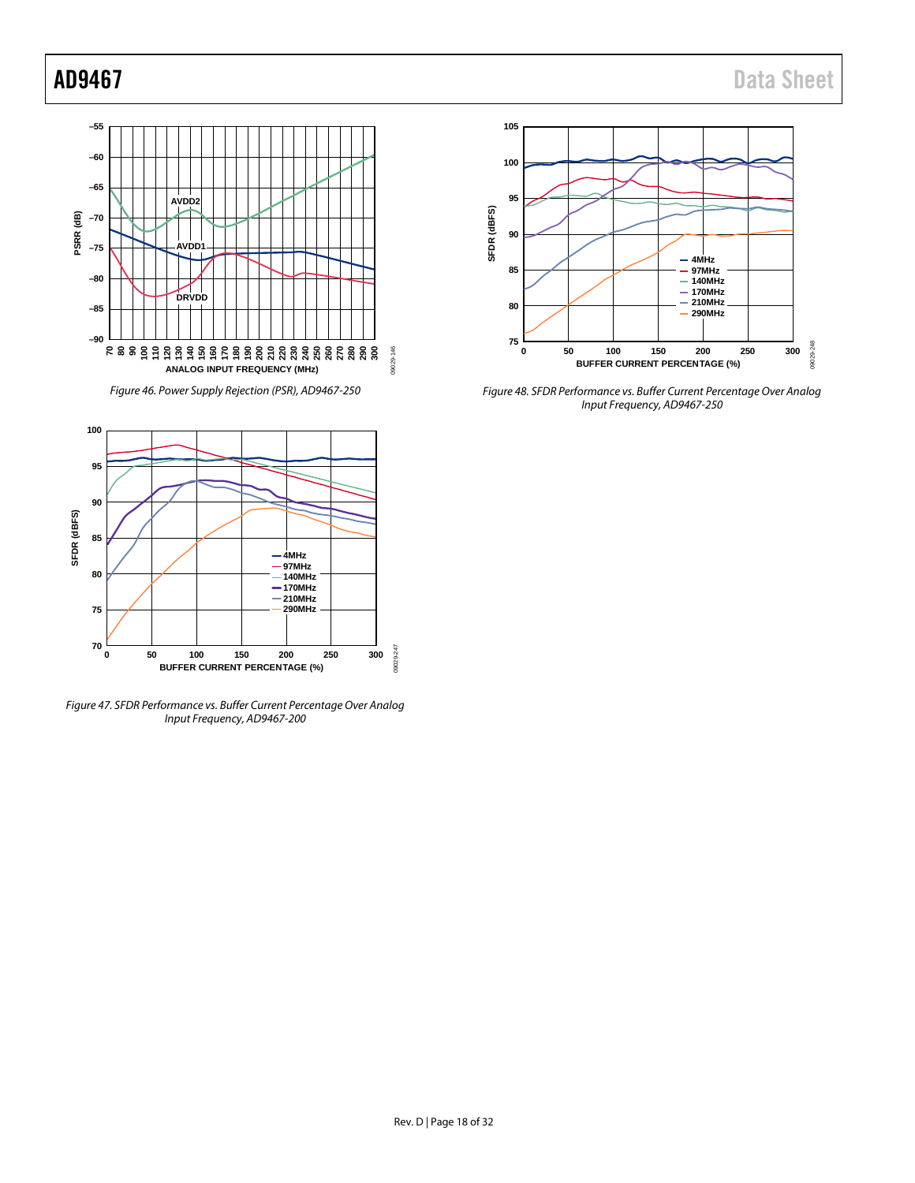Figure 46. Power Supply Rejection (PSR), AD9467-250

Figure 47. SFDR Performance vs. Buffer Current Percentage Over Analog Input Frequency, AD9467-200

Figure 48. SFDR Performance vs. Buffer Current Percentage Over Analog Input Frequency, AD9467-250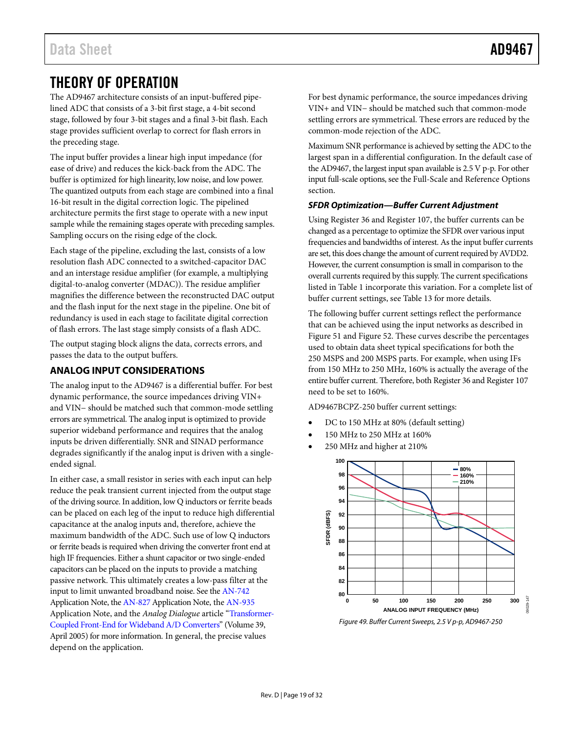# THEORY OF OPERATION

The AD9467 architecture consists of an input-buffered pipelined ADC that consists of a 3-bit first stage, a 4-bit second stage, followed by four 3-bit stages and a final 3-bit flash. Each stage provides sufficient overlap to correct for flash errors in the preceding stage.

The input buffer provides a linear high input impedance (for ease of drive) and reduces the kick-back from the ADC. The buffer is optimized for high linearity, low noise, and low power. The quantized outputs from each stage are combined into a final 16-bit result in the digital correction logic. The pipelined architecture permits the first stage to operate with a new input sample while the remaining stages operate with preceding samples. Sampling occurs on the rising edge of the clock.

Each stage of the pipeline, excluding the last, consists of a low resolution flash ADC connected to a switched-capacitor DAC and an interstage residue amplifier (for example, a multiplying digital-to-analog converter (MDAC)). The residue amplifier magnifies the difference between the reconstructed DAC output and the flash input for the next stage in the pipeline. One bit of redundancy is used in each stage to facilitate digital correction of flash errors. The last stage simply consists of a flash ADC.

The output staging block aligns the data, corrects errors, and passes the data to the output buffers.

## ANALOG INPUT CONSIDERATIONS

The analog input to the AD9467 is a differential buffer. For best dynamic performance, the source impedances driving VIN+ and VIN− should be matched such that common-mode settling errors are symmetrical. The analog input is optimized to provide superior wideband performance and requires that the analog inputs be driven differentially. SNR and SINAD performance degrades significantly if the analog input is driven with a single-ended signal.

In either case, a small resistor in series with each input can help reduce the peak transient current injected from the output stage of the driving source. In addition, low Q inductors or ferrite beads can be placed on each leg of the input to reduce high differential capacitance at the analog inputs and, therefore, achieve the maximum bandwidth of the ADC. Such use of low Q inductors or ferrite beads is required when driving the converter front end at high IF frequencies. Either a shunt capacitor or two single-ended capacitors can be placed on the inputs to provide a matching passive network. This ultimately creates a low-pass filter at the input to limit unwanted broadband noise. See the AN-742 Application Note, the AN-827 Application Note, the AN-935 Application Note, and the *Analog Dialogue* article "Transformer-Coupled Front-End for Wideband A/D Converters" (Volume 39, April 2005) for more information. In general, the precise values depend on the application.

For best dynamic performance, the source impedances driving VIN+ and VIN− should be matched such that common-mode settling errors are symmetrical. These errors are reduced by the common-mode rejection of the ADC.

Maximum SNR performance is achieved by setting the ADC to the largest span in a differential configuration. In the default case of the AD9467, the largest input span available is 2.5 V p-p. For other input full-scale options, see the Full-Scale and Reference Options section.

### *SFDR Optimization—Buffer Current Adjustment*

Using Register 36 and Register 107, the buffer currents can be changed as a percentage to optimize the SFDR over various input frequencies and bandwidths of interest. As the input buffer currents are set, this does change the amount of current required by AVDD2. However, the current consumption is small in comparison to the overall currents required by this supply. The current specifications listed in Table 1 incorporate this variation. For a complete list of buffer current settings, see Table 13 for more details.

The following buffer current settings reflect the performance that can be achieved using the input networks as described in Figure 51 and Figure 52. These curves describe the percentages used to obtain data sheet typical specifications for both the 250 MSPS and 200 MSPS parts. For example, when using IFs from 150 MHz to 250 MHz, 160% is actually the average of the entire buffer current. Therefore, both Register 36 and Register 107 need to be set to 160%.

AD9467BCPZ-250 buffer current settings:

- DC to 150 MHz at 80% (default setting)
- 150 MHz to 250 MHz at 160%
- 250 MHz and higher at 210%

*Figure 49. Buffer Current Sweeps, 2.5 V p-p, AD9467-250*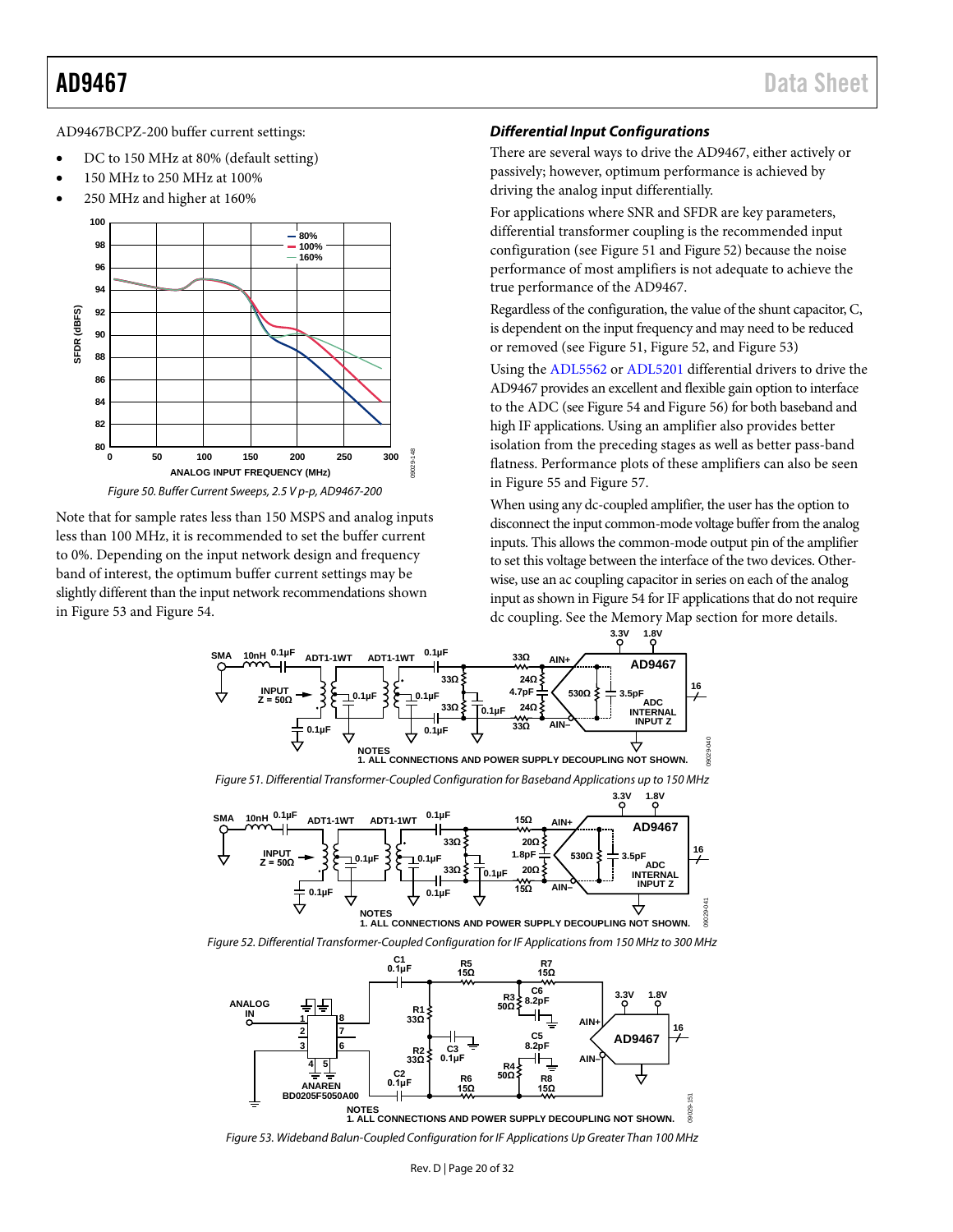AD9467BCPZ-200 buffer current settings:

- DC to 150 MHz at 80% (default setting)
- 150 MHz to 250 MHz at 100%
- 250 MHz and higher at 160%

Figure 50. Buffer Current Sweeps, 2.5 V p-p, AD9467-200

Note that for sample rates less than 150 MSPS and analog inputs less than 100 MHz, it is recommended to set the buffer current to 0%. Depending on the input network design and frequency band of interest, the optimum buffer current settings may be slightly different than the input network recommendations shown in Figure 53 and Figure 54.

### *Differential Input Configurations*

There are several ways to drive the AD9467, either actively or passively; however, optimum performance is achieved by driving the analog input differentially.

For applications where SNR and SFDR are key parameters, differential transformer coupling is the recommended input configuration (see Figure 51 and Figure 52) because the noise performance of most amplifiers is not adequate to achieve the true performance of the AD9467.

Regardless of the configuration, the value of the shunt capacitor, C, is dependent on the input frequency and may need to be reduced or removed (see Figure 51, Figure 52, and Figure 53)

Using the ADL5562 or ADL5201 differential drivers to drive the AD9467 provides an excellent and flexible gain option to interface to the ADC (see Figure 54 and Figure 56) for both baseband and high IF applications. Using an amplifier also provides better isolation from the preceding stages as well as better pass-band flatness. Performance plots of these amplifiers can also be seen in Figure 55 and Figure 57.

When using any dc-coupled amplifier, the user has the option to disconnect the input common-mode voltage buffer from the analog inputs. This allows the common-mode output pin of the amplifier to set this voltage between the interface of the two devices. Otherwise, use an ac coupling capacitor in series on each of the analog input as shown in Figure 54 for IF applications that do not require dc coupling. See the Memory Map section for more details.

Figure 51. Differential Transformer-Coupled Configuration for Baseband Applications up to 150 MHz

Figure 52. Differential Transformer-Coupled Configuration for IF Applications from 150 MHz to 300 MHz

Figure 53. Wideband Balun-Coupled Configuration for IF Applications Up Greater Than 100 MHz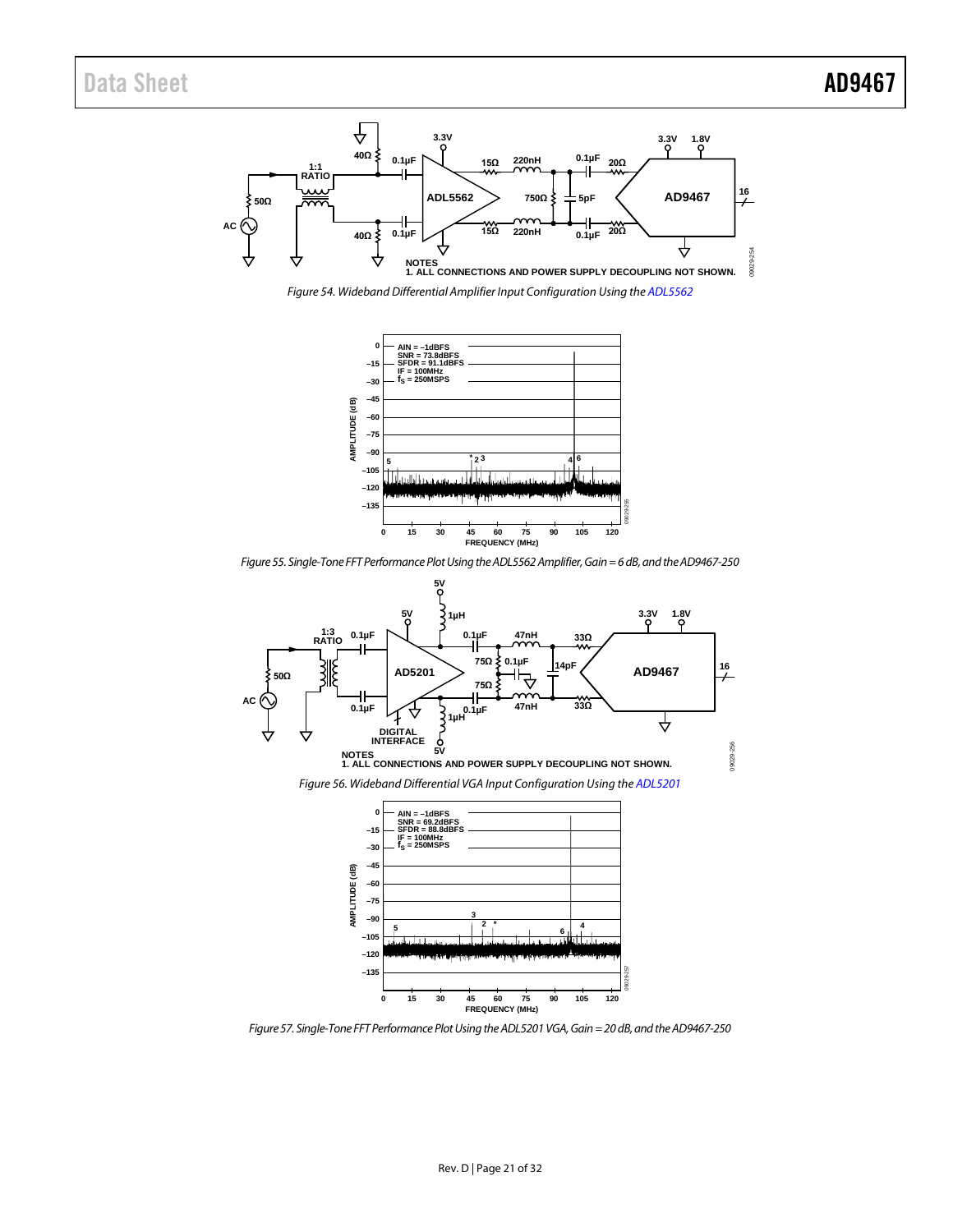Figure 54. Wideband Differential Amplifier Input Configuration Using the ADL5562

Figure 55. Single-Tone FFT Performance Plot Using the ADL5562 Amplifier, Gain = 6 dB, and the AD9467-250

Figure 56. Wideband Differential VGA Input Configuration Using the ADL5201

Figure 57. Single-Tone FFT Performance Plot Using the ADL5201 VGA, Gain = 20 dB, and the AD9467-250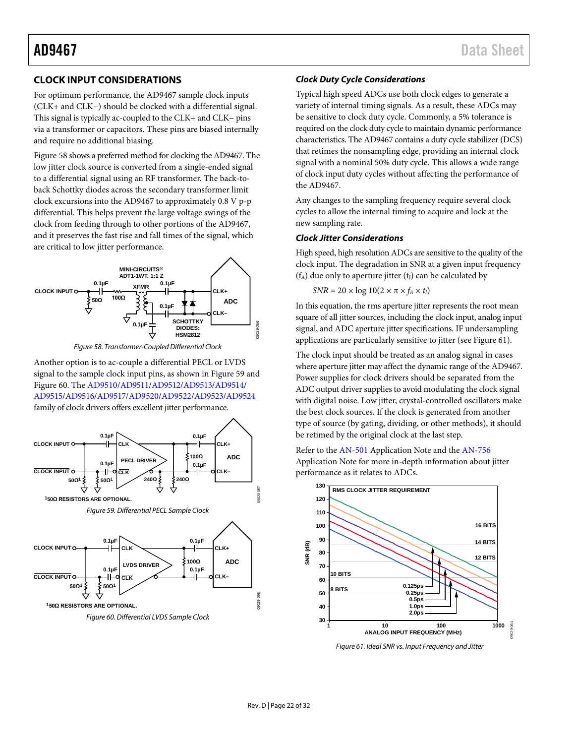## CLOCK INPUT CONSIDERATIONS

For optimum performance, the AD9467 sample clock inputs (CLK+ and CLK−) should be clocked with a differential signal. This signal is typically ac-coupled to the CLK+ and CLK− pins via a transformer or capacitors. These pins are biased internally and require no additional biasing.

Figure 58 shows a preferred method for clocking the AD9467. The low jitter clock source is converted from a single-ended signal to a differential signal using an RF transformer. The back-to-back Schottky diodes across the secondary transformer limit clock excursions into the AD9467 to approximately 0.8 V p-p differential. This helps prevent the large voltage swings of the clock from feeding through to other portions of the AD9467, and it preserves the fast rise and fall times of the signal, which are critical to low jitter performance.

*Figure 58. Transformer-Coupled Differential Clock*

Another option is to ac-couple a differential PECL or LVDS signal to the sample clock input pins, as shown in Figure 59 and Figure 60. The AD9510/AD9511/AD9512/AD9513/AD9514/AD9515/AD9516/AD9517/AD9520/AD9522/AD9523/AD9524 family of clock drivers offers excellent jitter performance.

*Figure 59. Differential PECL Sample Clock*

*Figure 60. Differential LVDS Sample Clock*

### Clock Duty Cycle Considerations

Typical high speed ADCs use both clock edges to generate a variety of internal timing signals. As a result, these ADCs may be sensitive to clock duty cycle. Commonly, a 5% tolerance is required on the clock duty cycle to maintain dynamic performance characteristics. The AD9467 contains a duty cycle stabilizer (DCS) that retimes the nonsampling edge, providing an internal clock signal with a nominal 50% duty cycle. This allows a wide range of clock input duty cycles without affecting the performance of the AD9467.

Any changes to the sampling frequency require several clock cycles to allow the internal timing to acquire and lock at the new sampling rate.

### Clock Jitter Considerations

High speed, high resolution ADCs are sensitive to the quality of the clock input. The degradation in SNR at a given input frequency ($f_A$) due only to aperture jitter ($t_J$) can be calculated by

$$SNR = 20 \times \log 10(2 \times \pi \times f_A \times t_J)$$

In this equation, the rms aperture jitter represents the root mean square of all jitter sources, including the clock input, analog input signal, and ADC aperture jitter specifications. IF undersampling applications are particularly sensitive to jitter (see Figure 61).

The clock input should be treated as an analog signal in cases where aperture jitter may affect the dynamic range of the AD9467. Power supplies for clock drivers should be separated from the ADC output driver supplies to avoid modulating the clock signal with digital noise. Low jitter, crystal-controlled oscillators make the best clock sources. If the clock is generated from another type of source (by gating, dividing, or other methods), it should be retimed by the original clock at the last step.

Refer to the AN-501 Application Note and the AN-756 Application Note for more in-depth information about jitter performance as it relates to ADCs.

*Figure 61. Ideal SNR vs. Input Frequency and Jitter*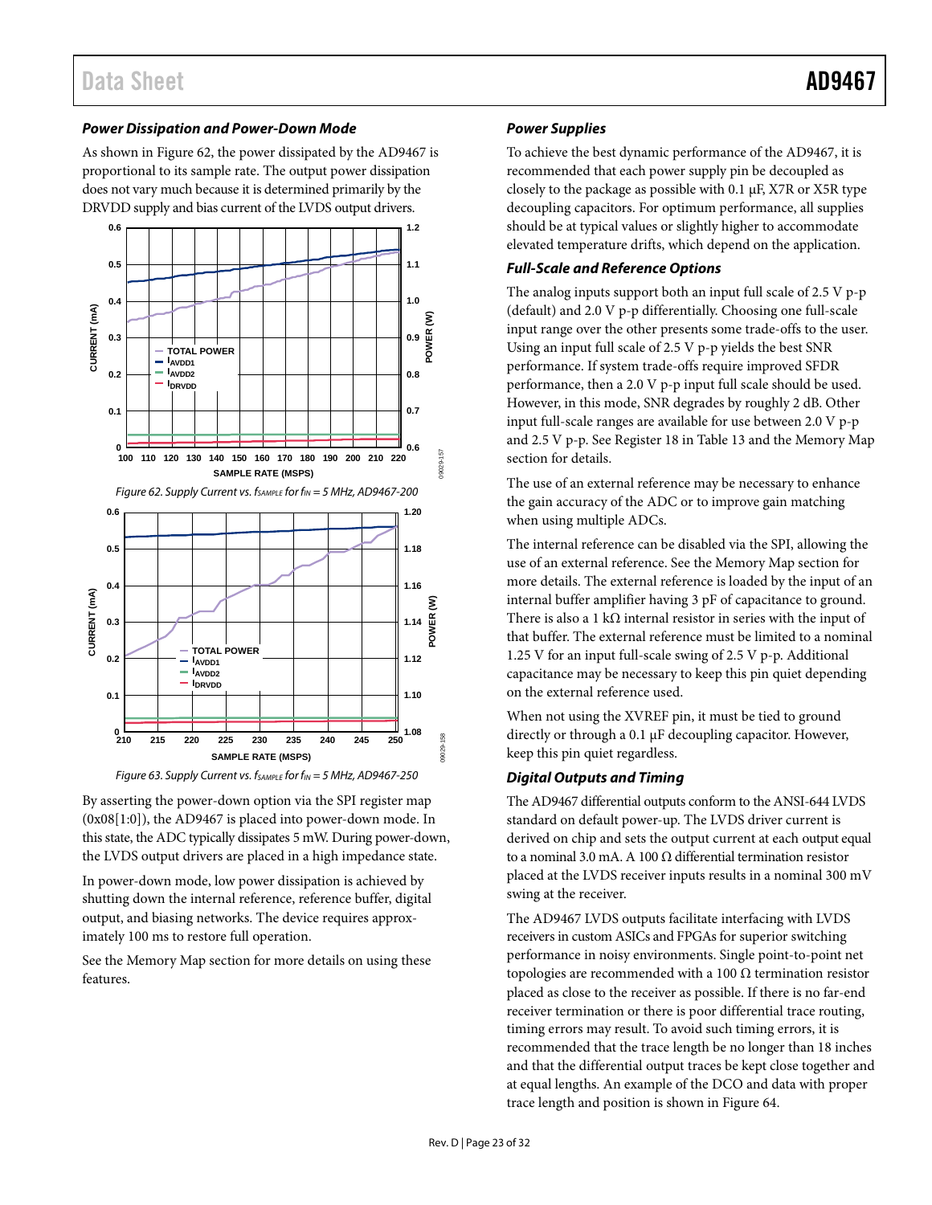### Power Dissipation and Power-Down Mode

As shown in Figure 62, the power dissipated by the AD9467 is proportional to its sample rate. The output power dissipation does not vary much because it is determined primarily by the DRVDD supply and bias current of the LVDS output drivers.

*Figure 62. Supply Current vs. $f_{SAMPLE}$ for $f_{IN}$ = 5 MHz, AD9467-200*

*Figure 63. Supply Current vs. $f_{SAMPLE}$ for $f_{IN}$ = 5 MHz, AD9467-250*

By asserting the power-down option via the SPI register map (0x08[1:0]), the AD9467 is placed into power-down mode. In this state, the ADC typically dissipates 5 mW. During power-down, the LVDS output drivers are placed in a high impedance state.

In power-down mode, low power dissipation is achieved by shutting down the internal reference, reference buffer, digital output, and biasing networks. The device requires approximately 100 ms to restore full operation.

See the Memory Map section for more details on using these features.

### Power Supplies

To achieve the best dynamic performance of the AD9467, it is recommended that each power supply pin be decoupled as closely to the package as possible with 0.1 µF, X7R or X5R type decoupling capacitors. For optimum performance, all supplies should be at typical values or slightly higher to accommodate elevated temperature drifts, which depend on the application.

### Full-Scale and Reference Options

The analog inputs support both an input full scale of 2.5 V p-p (default) and 2.0 V p-p differentially. Choosing one full-scale input range over the other presents some trade-offs to the user. Using an input full scale of 2.5 V p-p yields the best SNR performance. If system trade-offs require improved SFDR performance, then a 2.0 V p-p input full scale should be used. However, in this mode, SNR degrades by roughly 2 dB. Other input full-scale ranges are available for use between 2.0 V p-p and 2.5 V p-p. See Register 18 in Table 13 and the Memory Map section for details.

The use of an external reference may be necessary to enhance the gain accuracy of the ADC or to improve gain matching when using multiple ADCs.

The internal reference can be disabled via the SPI, allowing the use of an external reference. See the Memory Map section for more details. The external reference is loaded by the input of an internal buffer amplifier having 3 pF of capacitance to ground. There is also a 1 kΩ internal resistor in series with the input of that buffer. The external reference must be limited to a nominal 1.25 V for an input full-scale swing of 2.5 V p-p. Additional capacitance may be necessary to keep this pin quiet depending on the external reference used.

When not using the XVREF pin, it must be tied to ground directly or through a 0.1 µF decoupling capacitor. However, keep this pin quiet regardless.

### Digital Outputs and Timing

The AD9467 differential outputs conform to the ANSI-644 LVDS standard on default power-up. The LVDS driver current is derived on chip and sets the output current at each output equal to a nominal 3.0 mA. A 100 Ω differential termination resistor placed at the LVDS receiver inputs results in a nominal 300 mV swing at the receiver.

The AD9467 LVDS outputs facilitate interfacing with LVDS receivers in custom ASICs and FPGAs for superior switching performance in noisy environments. Single point-to-point net topologies are recommended with a 100 Ω termination resistor placed as close to the receiver as possible. If there is no far-end receiver termination or there is poor differential trace routing, timing errors may result. To avoid such timing errors, it is recommended that the trace length be no longer than 18 inches and that the differential output traces be kept close together and at equal lengths. An example of the DCO and data with proper trace length and position is shown in Figure 64.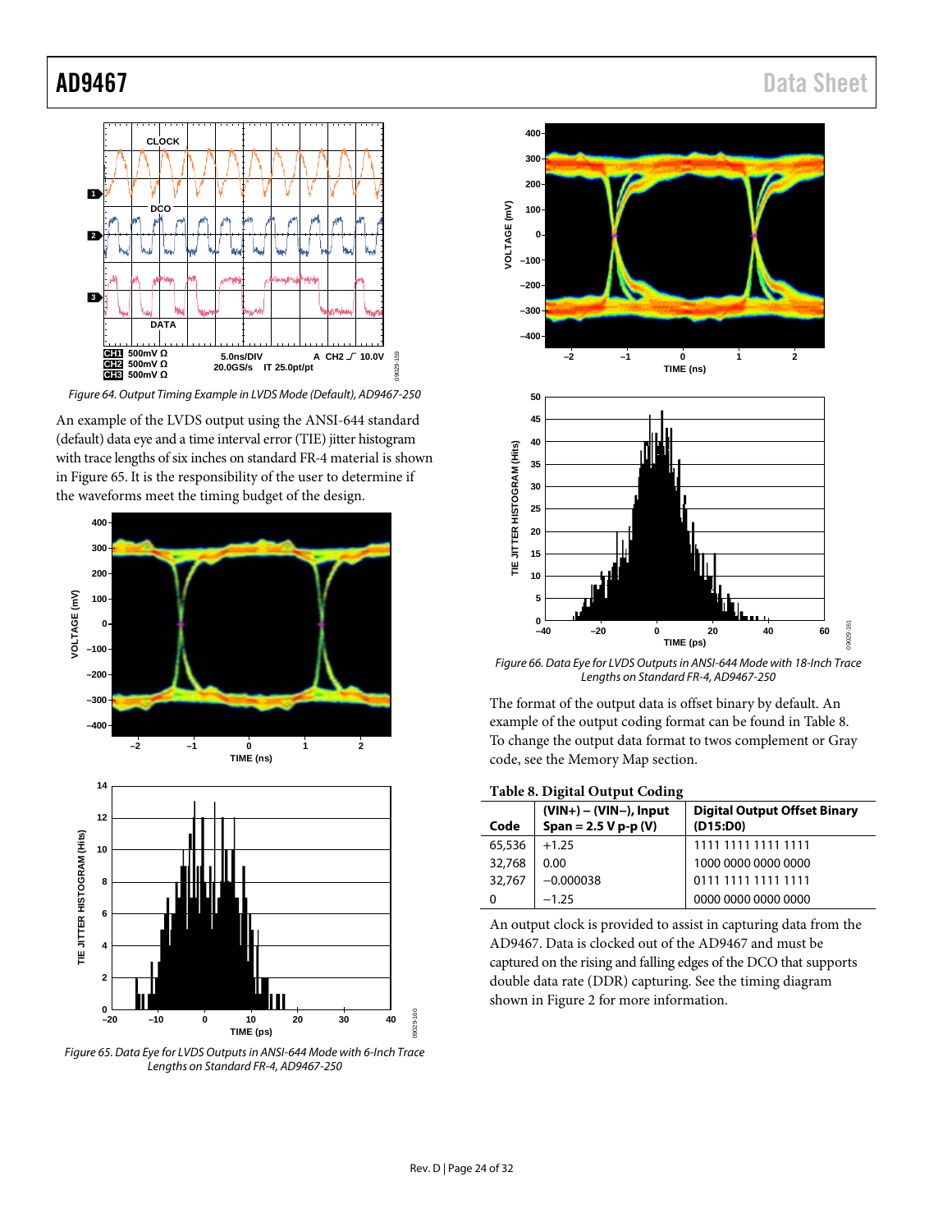Figure 64. Output Timing Example in LVDS Mode (Default), AD9467-250

An example of the LVDS output using the ANSI-644 standard (default) data eye and a time interval error (TIE) jitter histogram with trace lengths of six inches on standard FR-4 material is shown in Figure 65. It is the responsibility of the user to determine if the waveforms meet the timing budget of the design.

Figure 65. Data Eye for LVDS Outputs in ANSI-644 Mode with 6-Inch Trace Lengths on Standard FR-4, AD9467-250

Figure 66. Data Eye for LVDS Outputs in ANSI-644 Mode with 18-Inch Trace Lengths on Standard FR-4, AD9467-250

The format of the output data is offset binary by default. An example of the output coding format can be found in Table 8. To change the output data format to twos complement or Gray code, see the Memory Map section.

**Table 8. Digital Output Coding**

| Code | (VIN+) − (VIN−), Input Span = 2.5 V p-p (V) | Digital Output Offset Binary (D15:D0) |
|---|---|---|
| 65,536 | +1.25 | 1111 1111 1111 1111 |
| 32,768 | 0.00 | 1000 0000 0000 0000 |
| 32,767 | −0.000038 | 0111 1111 1111 1111 |
| 0 | −1.25 | 0000 0000 0000 0000 |

An output clock is provided to assist in capturing data from the AD9467. Data is clocked out of the AD9467 and must be captured on the rising and falling edges of the DCO that supports double data rate (DDR) capturing. See the timing diagram shown in Figure 2 for more information.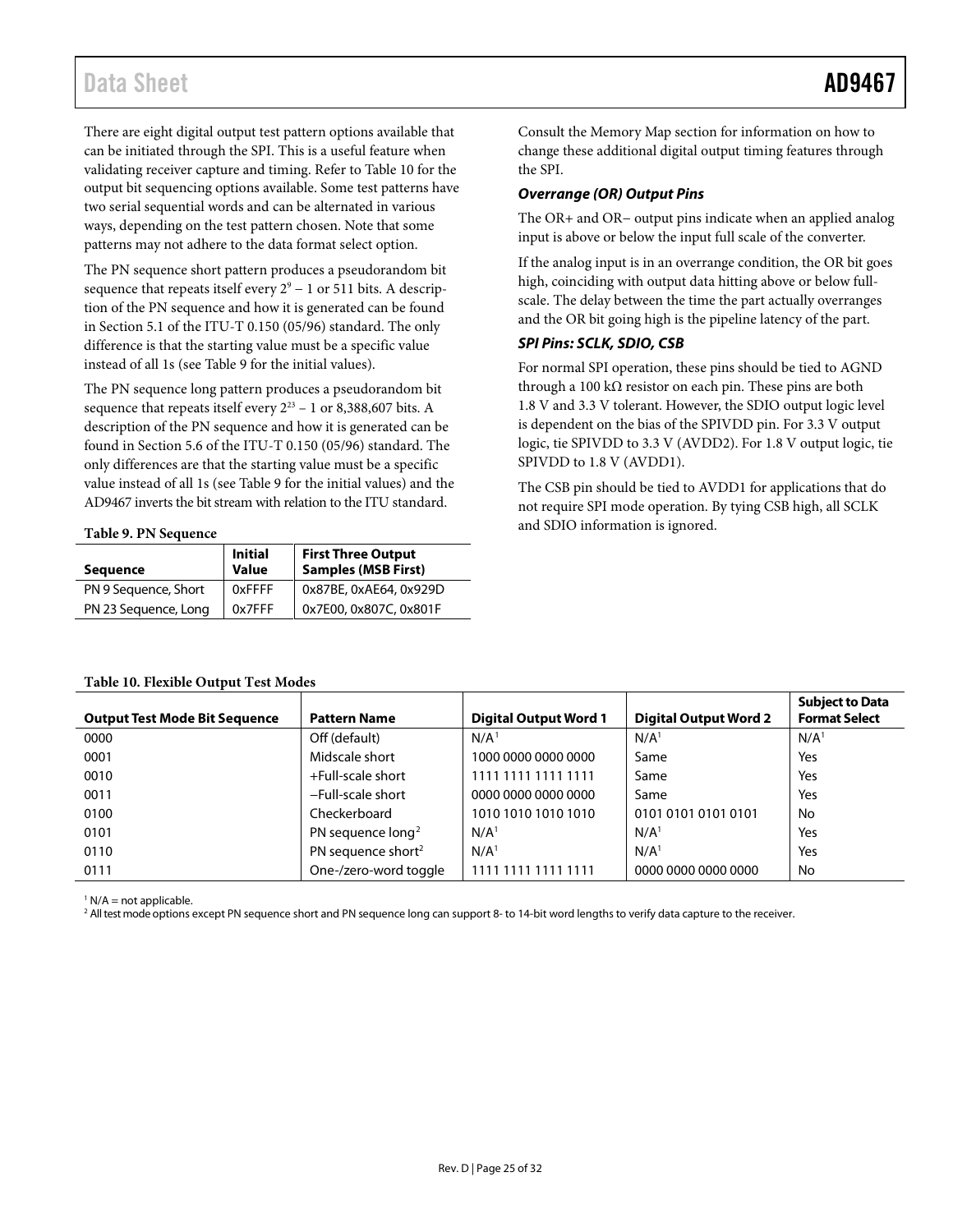There are eight digital output test pattern options available that can be initiated through the SPI. This is a useful feature when validating receiver capture and timing. Refer to Table 10 for the output bit sequencing options available. Some test patterns have two serial sequential words and can be alternated in various ways, depending on the test pattern chosen. Note that some patterns may not adhere to the data format select option.

The PN sequence short pattern produces a pseudorandom bit sequence that repeats itself every $2^9 - 1$ or 511 bits. A description of the PN sequence and how it is generated can be found in Section 5.1 of the ITU-T 0.150 (05/96) standard. The only difference is that the starting value must be a specific value instead of all 1s (see Table 9 for the initial values).

The PN sequence long pattern produces a pseudorandom bit sequence that repeats itself every $2^{23} - 1$ or 8,388,607 bits. A description of the PN sequence and how it is generated can be found in Section 5.6 of the ITU-T 0.150 (05/96) standard. The only differences are that the starting value must be a specific value instead of all 1s (see Table 9 for the initial values) and the AD9467 inverts the bit stream with relation to the ITU standard.

**Table 9. PN Sequence**

| Sequence | Initial Value | First Three Output Samples (MSB First) |
|---|---|---|
| PN 9 Sequence, Short | 0xFFFF | 0x87BE, 0xAE64, 0x929D |
| PN 23 Sequence, Long | 0x7FFF | 0x7E00, 0x807C, 0x801F |

Consult the Memory Map section for information on how to change these additional digital output timing features through the SPI.

### *Overrange (OR) Output Pins*

The OR+ and OR− output pins indicate when an applied analog input is above or below the input full scale of the converter.

If the analog input is in an overrange condition, the OR bit goes high, coinciding with output data hitting above or below full-scale. The delay between the time the part actually overranges and the OR bit going high is the pipeline latency of the part.

### *SPI Pins: SCLK, SDIO, CSB*

For normal SPI operation, these pins should be tied to AGND through a 100 kΩ resistor on each pin. These pins are both 1.8 V and 3.3 V tolerant. However, the SDIO output logic level is dependent on the bias of the SPIVDD pin. For 3.3 V output logic, tie SPIVDD to 3.3 V (AVDD2). For 1.8 V output logic, tie SPIVDD to 1.8 V (AVDD1).

The CSB pin should be tied to AVDD1 for applications that do not require SPI mode operation. By tying CSB high, all SCLK and SDIO information is ignored.

**Table 10. Flexible Output Test Modes**

| Output Test Mode Bit Sequence | Pattern Name | Digital Output Word 1 | Digital Output Word 2 | Subject to Data Format Select |
|---|---|---|---|---|
| 0000 | Off (default) | N/A[1] | N/A[1] | N/A[1] |
| 0001 | Midscale short | 1000 0000 0000 0000 | Same | Yes |
| 0010 | +Full-scale short | 1111 1111 1111 1111 | Same | Yes |
| 0011 | −Full-scale short | 0000 0000 0000 0000 | Same | Yes |
| 0100 | Checkerboard | 1010 1010 1010 1010 | 0101 0101 0101 0101 | No |
| 0101 | PN sequence long[2] | N/A[1] | N/A[1] | Yes |
| 0110 | PN sequence short[2] | N/A[1] | N/A[1] | Yes |
| 0111 | One-/zero-word toggle | 1111 1111 1111 1111 | 0000 0000 0000 0000 | No |

[1] N/A = not applicable.
[2] All test mode options except PN sequence short and PN sequence long can support 8- to 14-bit word lengths to verify data capture to the receiver.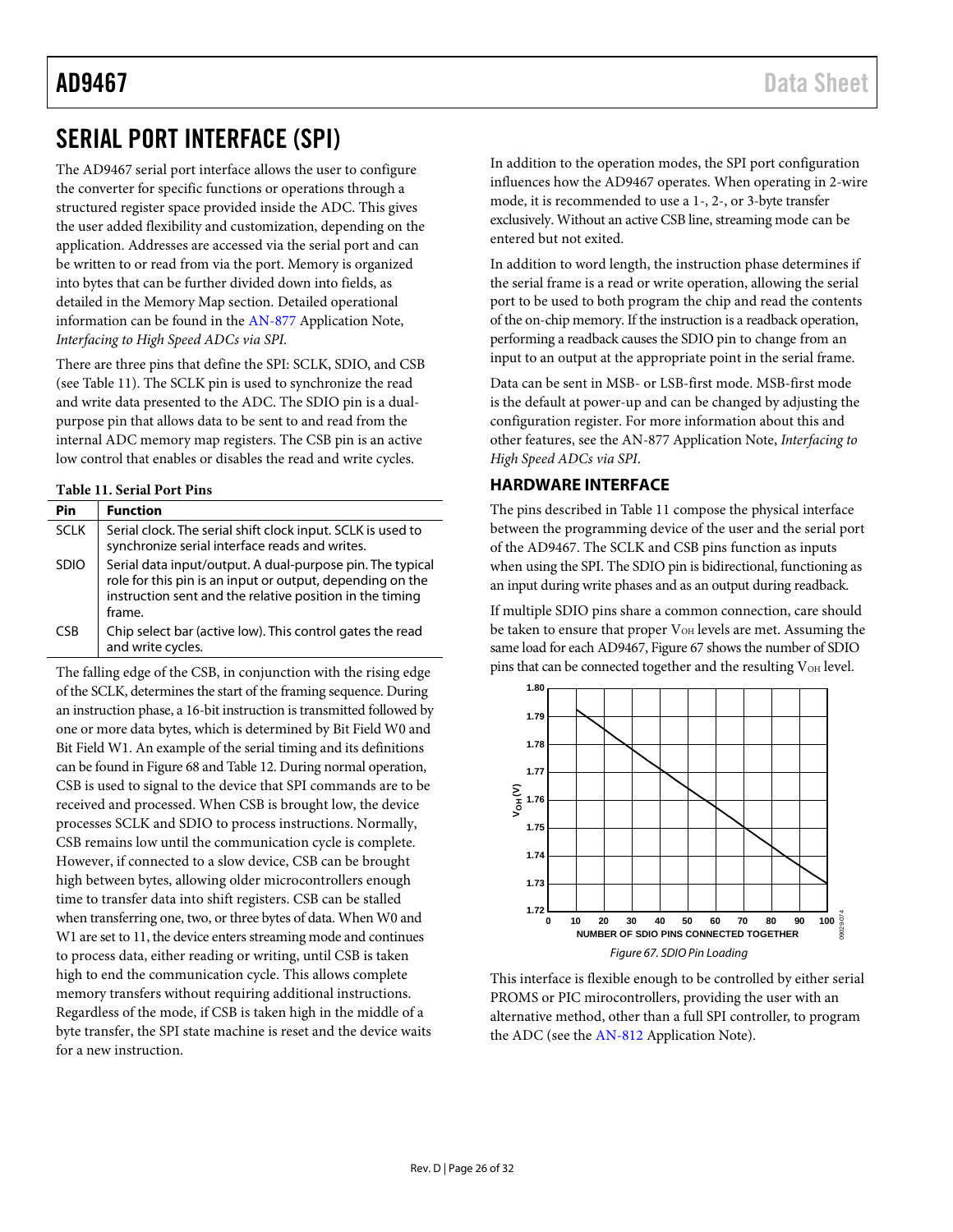# SERIAL PORT INTERFACE (SPI)

The AD9467 serial port interface allows the user to configure the converter for specific functions or operations through a structured register space provided inside the ADC. This gives the user added flexibility and customization, depending on the application. Addresses are accessed via the serial port and can be written to or read from via the port. Memory is organized into bytes that can be further divided down into fields, as detailed in the Memory Map section. Detailed operational information can be found in the AN-877 Application Note, *Interfacing to High Speed ADCs via SPI*.

There are three pins that define the SPI: SCLK, SDIO, and CSB (see Table 11). The SCLK pin is used to synchronize the read and write data presented to the ADC. The SDIO pin is a dual-purpose pin that allows data to be sent to and read from the internal ADC memory map registers. The CSB pin is an active low control that enables or disables the read and write cycles.

**Table 11. Serial Port Pins**

| Pin | Function |
|---|---|
| SCLK | Serial clock. The serial shift clock input. SCLK is used to synchronize serial interface reads and writes. |
| SDIO | Serial data input/output. A dual-purpose pin. The typical role for this pin is an input or output, depending on the instruction sent and the relative position in the timing frame. |
| CSB | Chip select bar (active low). This control gates the read and write cycles. |

The falling edge of the CSB, in conjunction with the rising edge of the SCLK, determines the start of the framing sequence. During an instruction phase, a 16-bit instruction is transmitted followed by one or more data bytes, which is determined by Bit Field W0 and Bit Field W1. An example of the serial timing and its definitions can be found in Figure 68 and Table 12. During normal operation, CSB is used to signal to the device that SPI commands are to be received and processed. When CSB is brought low, the device processes SCLK and SDIO to process instructions. Normally, CSB remains low until the communication cycle is complete. However, if connected to a slow device, CSB can be brought high between bytes, allowing older microcontrollers enough time to transfer data into shift registers. CSB can be stalled when transferring one, two, or three bytes of data. When W0 and W1 are set to 11, the device enters streaming mode and continues to process data, either reading or writing, until CSB is taken high to end the communication cycle. This allows complete memory transfers without requiring additional instructions. Regardless of the mode, if CSB is taken high in the middle of a byte transfer, the SPI state machine is reset and the device waits for a new instruction.

In addition to the operation modes, the SPI port configuration influences how the AD9467 operates. When operating in 2-wire mode, it is recommended to use a 1-, 2-, or 3-byte transfer exclusively. Without an active CSB line, streaming mode can be entered but not exited.

In addition to word length, the instruction phase determines if the serial frame is a read or write operation, allowing the serial port to be used to both program the chip and read the contents of the on-chip memory. If the instruction is a readback operation, performing a readback causes the SDIO pin to change from an input to an output at the appropriate point in the serial frame.

Data can be sent in MSB- or LSB-first mode. MSB-first mode is the default at power-up and can be changed by adjusting the configuration register. For more information about this and other features, see the AN-877 Application Note, *Interfacing to High Speed ADCs via SPI*.

## HARDWARE INTERFACE

The pins described in Table 11 compose the physical interface between the programming device of the user and the serial port of the AD9467. The SCLK and CSB pins function as inputs when using the SPI. The SDIO pin is bidirectional, functioning as an input during write phases and as an output during readback.

If multiple SDIO pins share a common connection, care should be taken to ensure that proper $V_{OH}$ levels are met. Assuming the same load for each AD9467, Figure 67 shows the number of SDIO pins that can be connected together and the resulting $V_{OH}$ level.

*Figure 67. SDIO Pin Loading*

This interface is flexible enough to be controlled by either serial PROMS or PIC mirocontrollers, providing the user with an alternative method, other than a full SPI controller, to program the ADC (see the AN-812 Application Note).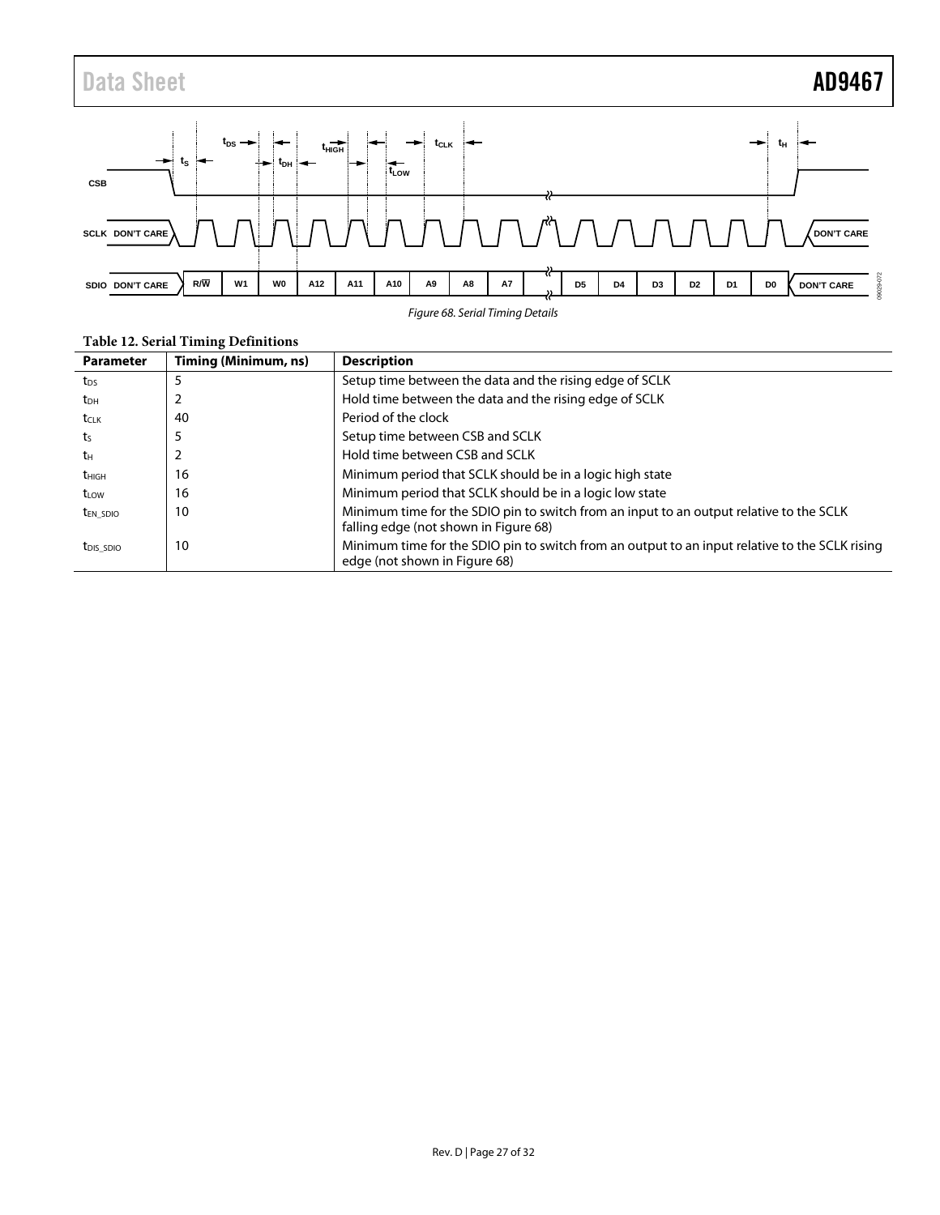*Figure 68. Serial Timing Details*

**Table 12. Serial Timing Definitions**

| Parameter | Timing (Minimum, ns) | Description |
|---|---|---|
| $t_{DS}$ | 5 | Setup time between the data and the rising edge of SCLK |
| $t_{DH}$ | 2 | Hold time between the data and the rising edge of SCLK |
| $t_{CLK}$ | 40 | Period of the clock |
| $t_S$ | 5 | Setup time between CSB and SCLK |
| $t_H$ | 2 | Hold time between CSB and SCLK |
| $t_{HIGH}$ | 16 | Minimum period that SCLK should be in a logic high state |
| $t_{LOW}$ | 16 | Minimum period that SCLK should be in a logic low state |
| $t_{EN\_SDIO}$ | 10 | Minimum time for the SDIO pin to switch from an input to an output relative to the SCLK falling edge (not shown in Figure 68) |
| $t_{DIS\_SDIO}$ | 10 | Minimum time for the SDIO pin to switch from an output to an input relative to the SCLK rising edge (not shown in Figure 68) |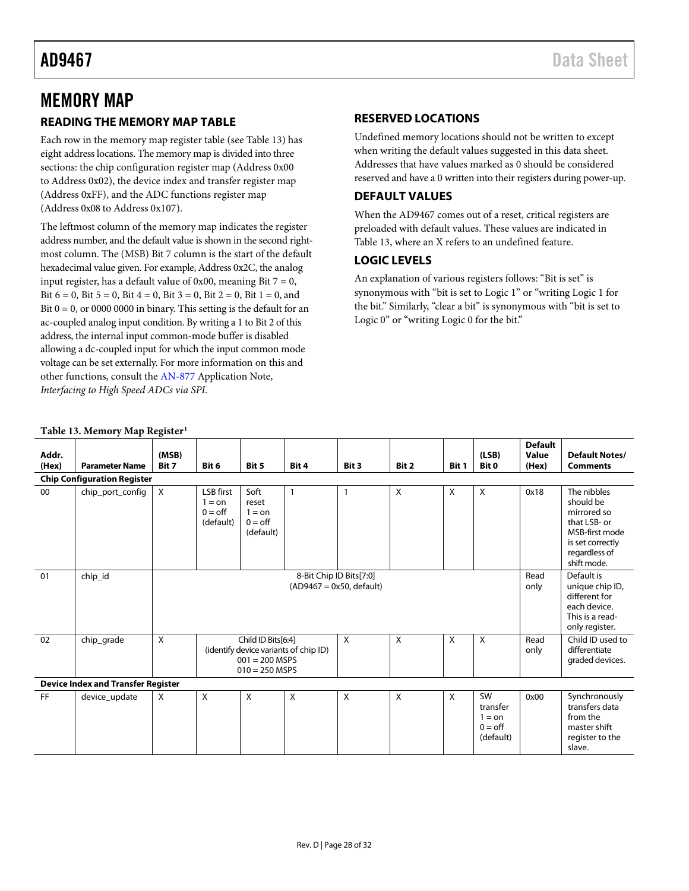# MEMORY MAP

## READING THE MEMORY MAP TABLE

Each row in the memory map register table (see Table 13) has eight address locations. The memory map is divided into three sections: the chip configuration register map (Address 0x00 to Address 0x02), the device index and transfer register map (Address 0xFF), and the ADC functions register map (Address 0x08 to Address 0x107).

The leftmost column of the memory map indicates the register address number, and the default value is shown in the second rightmost column. The (MSB) Bit 7 column is the start of the default hexadecimal value given. For example, Address 0x2C, the analog input register, has a default value of 0x00, meaning Bit 7 = 0, Bit 6 = 0, Bit 5 = 0, Bit 4 = 0, Bit 3 = 0, Bit 2 = 0, Bit 1 = 0, and Bit 0 = 0, or 0000 0000 in binary. This setting is the default for an ac-coupled analog input condition. By writing a 1 to Bit 2 of this address, the internal input common-mode buffer is disabled allowing a dc-coupled input for which the input common mode voltage can be set externally. For more information on this and other functions, consult the AN-877 Application Note, *Interfacing to High Speed ADCs via SPI*.

## RESERVED LOCATIONS

Undefined memory locations should not be written to except when writing the default values suggested in this data sheet. Addresses that have values marked as 0 should be considered reserved and have a 0 written into their registers during power-up.

## DEFAULT VALUES

When the AD9467 comes out of a reset, critical registers are preloaded with default values. These values are indicated in Table 13, where an X refers to an undefined feature.

## LOGIC LEVELS

An explanation of various registers follows: "Bit is set" is synonymous with "bit is set to Logic 1" or "writing Logic 1 for the bit." Similarly, "clear a bit" is synonymous with "bit is set to Logic 0" or "writing Logic 0 for the bit."

**Table 13. Memory Map Register[1]**

| Addr. (Hex) | Parameter Name | (MSB) Bit 7 | Bit 6 | Bit 5 | Bit 4 | Bit 3 | Bit 2 | Bit 1 | (LSB) Bit 0 | Default Value (Hex) | Default Notes/ Comments |
|---|---|---|---|---|---|---|---|---|---|---|---|
| **Chip Configuration Register** | | | | | | | | | | | |
| 00 | chip_port_config | X | LSB first 1 = on 0 = off (default) | Soft reset 1 = on 0 = off (default) | 1 | 1 | X | X | X | 0x18 | The nibbles should be mirrored so that LSB- or MSB-first mode is set correctly regardless of shift mode. |
| 01 | chip_id | 8-Bit Chip ID Bits[7:0] (AD9467 = 0x50, default) | | | | | | | | Read only | Default is unique chip ID, different for each device. This is a read-only register. |
| 02 | chip_grade | X | Child ID Bits[6:4] (identify device variants of chip ID) 001 = 200 MSPS 010 = 250 MSPS | | | X | X | X | X | Read only | Child ID used to differentiate graded devices. |
| **Device Index and Transfer Register** | | | | | | | | | | | |
| FF | device_update | X | X | X | X | X | X | X | SW transfer 1 = on 0 = off (default) | 0x00 | Synchronously transfers data from the master shift register to the slave. |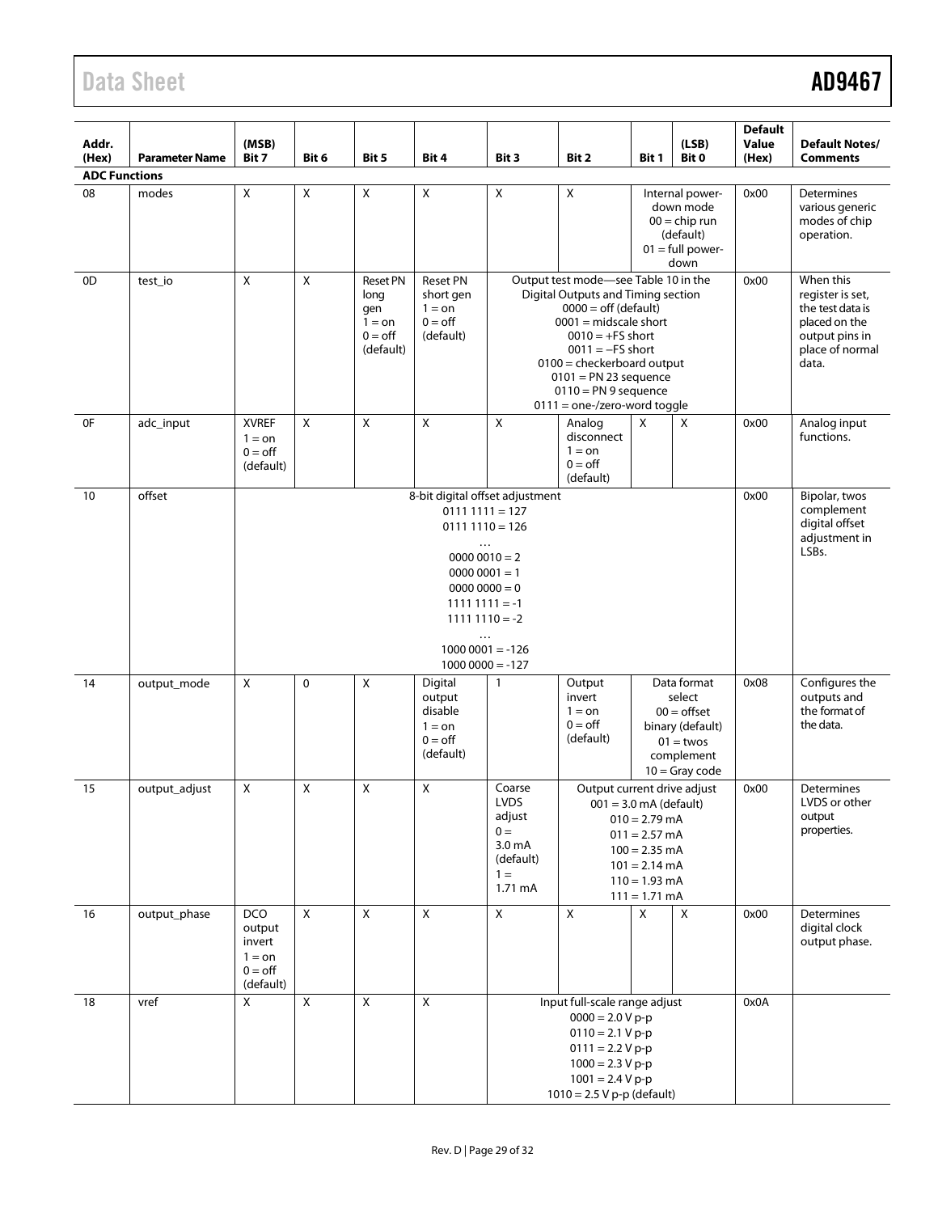| Addr. (Hex) | Parameter Name | (MSB) Bit 7 | Bit 6 | Bit 5 | Bit 4 | Bit 3 | Bit 2 | Bit 1 | (LSB) Bit 0 | Default Value (Hex) | Default Notes/ Comments |
|---|---|---|---|---|---|---|---|---|---|---|---|
| **ADC Functions** | | | | | | | | | | | |
| 08 | modes | X | X | X | X | X | X | Internal power-down mode 00 = chip run (default) 01 = full power-down | | 0x00 | Determines various generic modes of chip operation. |
| 0D | test_io | X | X | Reset PN long gen 1 = on 0 = off (default) | Reset PN short gen 1 = on 0 = off (default) | Output test mode—see Table 10 in the Digital Outputs and Timing section 0000 = off (default) 0001 = midscale short 0010 = +FS short 0011 = −FS short 0100 = checkerboard output 0101 = PN 23 sequence 0110 = PN 9 sequence 0111 = one-/zero-word toggle | | | | 0x00 | When this register is set, the test data is placed on the output pins in place of normal data. |
| 0F | adc_input | XVREF 1 = on 0 = off (default) | X | X | X | X | Analog disconnect 1 = on 0 = off (default) | X | X | 0x00 | Analog input functions. |
| 10 | offset | 8-bit digital offset adjustment 0111 1111 = 127 0111 1110 = 126 … 0000 0010 = 2 0000 0001 = 1 0000 0000 = 0 1111 1111 = -1 1111 1110 = -2 … 1000 0001 = -126 1000 0000 = -127 | | | | | | | | 0x00 | Bipolar, twos complement digital offset adjustment in LSBs. |
| 14 | output_mode | X | 0 | X | Digital output disable 1 = on 0 = off (default) | 1 | Output invert 1 = on 0 = off (default) | Data format select 00 = offset binary (default) 01 = twos complement 10 = Gray code | | 0x08 | Configures the outputs and the format of the data. |
| 15 | output_adjust | X | X | X | X | Coarse LVDS adjust 0 = 3.0 mA (default) 1 = 1.71 mA | Output current drive adjust 001 = 3.0 mA (default) 010 = 2.79 mA 011 = 2.57 mA 100 = 2.35 mA 101 = 2.14 mA 110 = 1.93 mA 111 = 1.71 mA | | | 0x00 | Determines LVDS or other output properties. |
| 16 | output_phase | DCO output invert 1 = on 0 = off (default) | X | X | X | X | X | X | X | 0x00 | Determines digital clock output phase. |
| 18 | vref | X | X | X | X | Input full-scale range adjust 0000 = 2.0 V p-p 0110 = 2.1 V p-p 0111 = 2.2 V p-p 1000 = 2.3 V p-p 1001 = 2.4 V p-p 1010 = 2.5 V p-p (default) | | | | 0x0A | |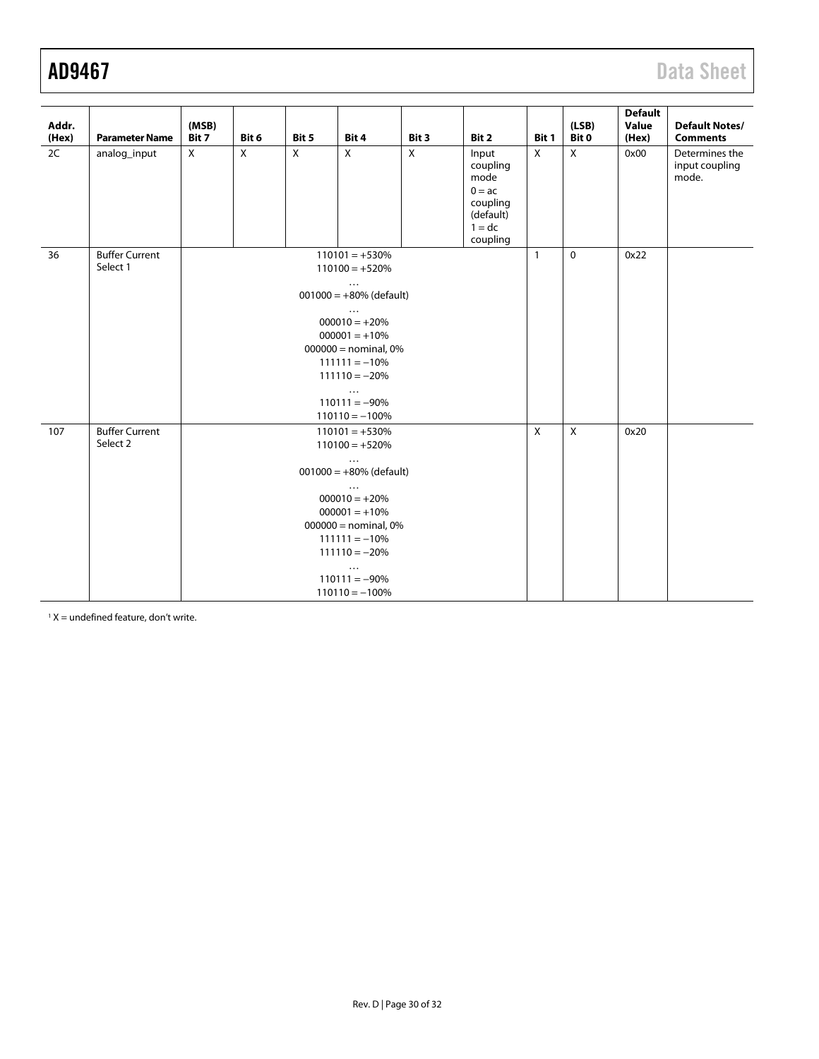| Addr. (Hex) | Parameter Name | (MSB) Bit 7 | Bit 6 | Bit 5 | Bit 4 | Bit 3 | Bit 2 | Bit 1 | (LSB) Bit 0 | Default Value (Hex) | Default Notes/ Comments |
|---|---|---|---|---|---|---|---|---|---|---|---|
| 2C | analog_input | X | X | X | X | X | Input coupling mode 0 = ac coupling (default) 1 = dc coupling | X | X | 0x00 | Determines the input coupling mode. |
| 36 | Buffer Current Select 1 | 110101 = +530% 110100 = +520% … 001000 = +80% (default) … 000010 = +20% 000001 = +10% 000000 = nominal, 0% 111111 = −10% 111110 = −20% … 110111 = −90% 110110 = −100% | | | | | | 1 | 0 | 0x22 | |
| 107 | Buffer Current Select 2 | 110101 = +530% 110100 = +520% … 001000 = +80% (default) … 000010 = +20% 000001 = +10% 000000 = nominal, 0% 111111 = −10% 111110 = −20% … 110111 = −90% 110110 = −100% | | | | | | X | X | 0x20 | |

[1] X = undefined feature, don't write.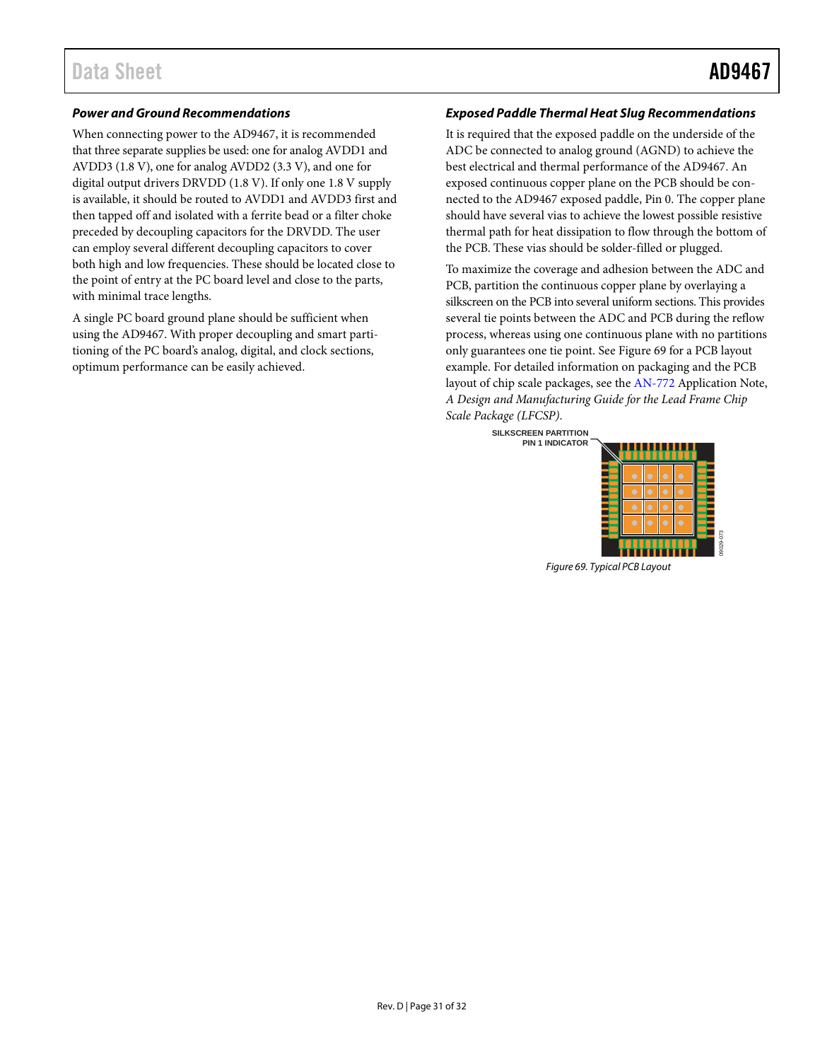### Power and Ground Recommendations

When connecting power to the AD9467, it is recommended that three separate supplies be used: one for analog AVDD1 and AVDD3 (1.8 V), one for analog AVDD2 (3.3 V), and one for digital output drivers DRVDD (1.8 V). If only one 1.8 V supply is available, it should be routed to AVDD1 and AVDD3 first and then tapped off and isolated with a ferrite bead or a filter choke preceded by decoupling capacitors for the DRVDD. The user can employ several different decoupling capacitors to cover both high and low frequencies. These should be located close to the point of entry at the PC board level and close to the parts, with minimal trace lengths.

A single PC board ground plane should be sufficient when using the AD9467. With proper decoupling and smart partitioning of the PC board's analog, digital, and clock sections, optimum performance can be easily achieved.

### Exposed Paddle Thermal Heat Slug Recommendations

It is required that the exposed paddle on the underside of the ADC be connected to analog ground (AGND) to achieve the best electrical and thermal performance of the AD9467. An exposed continuous copper plane on the PCB should be connected to the AD9467 exposed paddle, Pin 0. The copper plane should have several vias to achieve the lowest possible resistive thermal path for heat dissipation to flow through the bottom of the PCB. These vias should be solder-filled or plugged.

To maximize the coverage and adhesion between the ADC and PCB, partition the continuous copper plane by overlaying a silkscreen on the PCB into several uniform sections. This provides several tie points between the ADC and PCB during the reflow process, whereas using one continuous plane with no partitions only guarantees one tie point. See Figure 69 for a PCB layout example. For detailed information on packaging and the PCB layout of chip scale packages, see the AN-772 Application Note, *A Design and Manufacturing Guide for the Lead Frame Chip Scale Package (LFCSP)*.

SILKSCREEN PARTITION
PIN 1 INDICATOR

*Figure 69. Typical PCB Layout*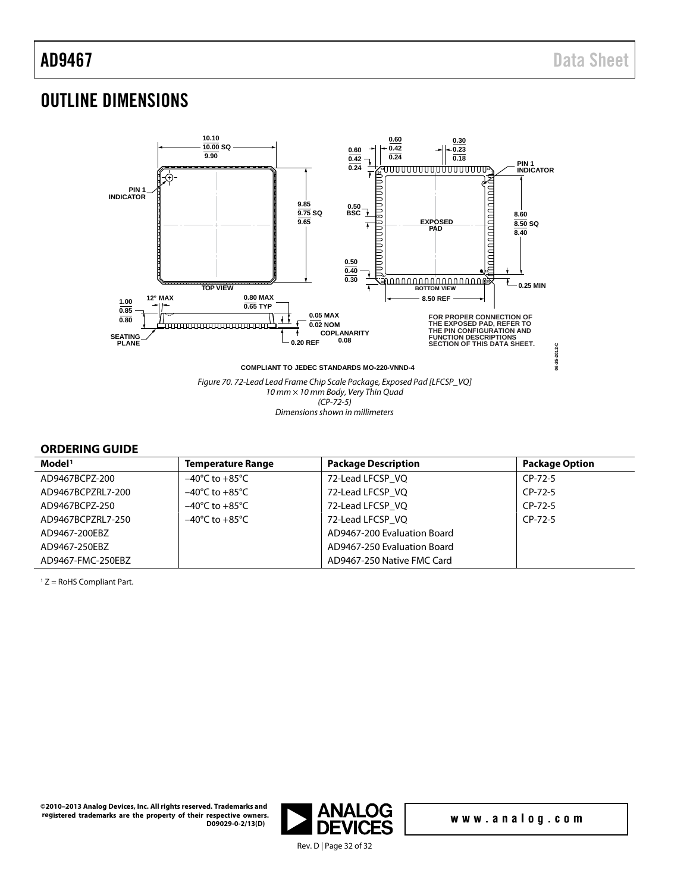# OUTLINE DIMENSIONS

10.10
10.00 SQ
9.90

PIN 1 INDICATOR

9.85
9.75 SQ
9.65

TOP VIEW

0.60
0.42
0.24

0.60
0.42
0.24

0.30
0.23
0.18

PIN 1 INDICATOR

0.50 BSC

EXPOSED PAD

8.60
8.50 SQ
8.40

0.50
0.40
0.30

BOTTOM VIEW

0.25 MIN

8.50 REF

1.00
0.85
0.80

12° MAX

0.80 MAX
0.65 TYP

0.05 MAX
0.02 NOM

COPLANARITY
0.08

SEATING PLANE

0.20 REF

FOR PROPER CONNECTION OF THE EXPOSED PAD, REFER TO THE PIN CONFIGURATION AND FUNCTION DESCRIPTIONS SECTION OF THIS DATA SHEET.

COMPLIANT TO JEDEC STANDARDS MO-220-VNND-4

06-25-2012-C

*Figure 70. 72-Lead Lead Frame Chip Scale Package, Exposed Pad [LFCSP_VQ] 10 mm × 10 mm Body, Very Thin Quad (CP-72-5) Dimensions shown in millimeters*

## ORDERING GUIDE

| Model[1] | Temperature Range | Package Description | Package Option |
|---|---|---|---|
| AD9467BCPZ-200 | −40°C to +85°C | 72-Lead LFCSP_VQ | CP-72-5 |
| AD9467BCPZRL7-200 | −40°C to +85°C | 72-Lead LFCSP_VQ | CP-72-5 |
| AD9467BCPZ-250 | −40°C to +85°C | 72-Lead LFCSP_VQ | CP-72-5 |
| AD9467BCPZRL7-250 | −40°C to +85°C | 72-Lead LFCSP_VQ | CP-72-5 |
| AD9467-200EBZ | | AD9467-200 Evaluation Board | |
| AD9467-250EBZ | | AD9467-250 Evaluation Board | |
| AD9467-FMC-250EBZ | | AD9467-250 Native FMC Card | |

[1] Z = RoHS Compliant Part.

©2010–2013 Analog Devices, Inc. All rights reserved. Trademarks and registered trademarks are the property of their respective owners. D09029-0-2/13(D)